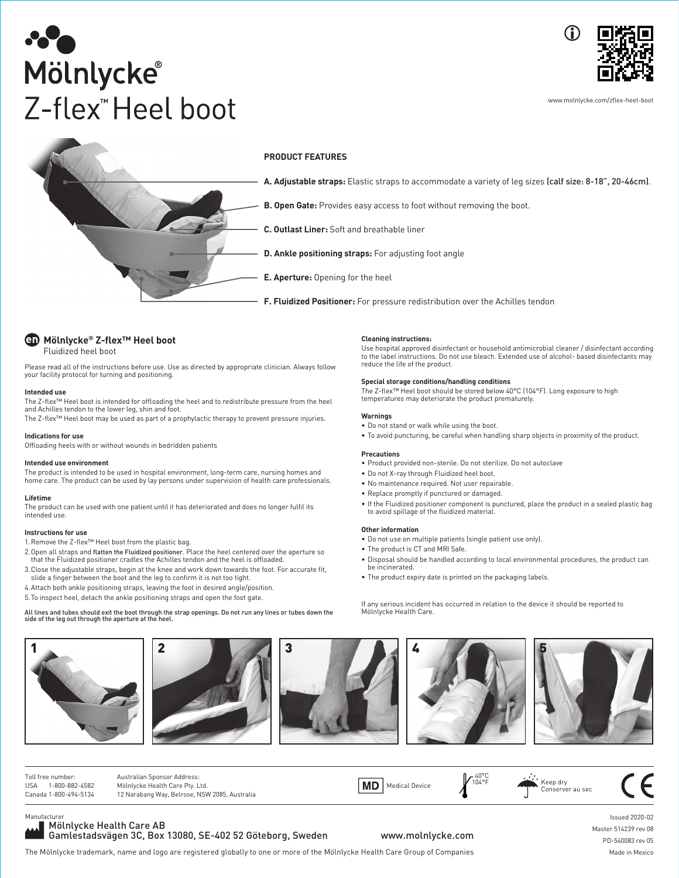# Mölnlycke®

# Z-flex™ Heel boot

www.molnlycke.com/zflex-heel-boot

## PRODUCT FEATURES

**A. Adjustable straps:** Elastic straps to accommodate a variety of leg sizes **(calf size: 8-18", 20-46cm)**.

**B. Open Gate:** Provides easy access to foot without removing the boot.

**C. Outlast Liner:** Soft and breathable liner

**D. Ankle positioning straps:** For adjusting foot angle

**E. Aperture:** Opening for the heel

**F. Fluidized Positioner:** For pressure redistribution over the Achilles tendon

## en Mölnlycke® Z-flex™ Heel boot

Fluidized heel boot

Please read all of the instructions before use. Use as directed by appropriate clinician. Always follow your facility protocol for turning and positioning.

### Intended use

The Z-flex™ Heel boot is intended for offloading the heel and to redistribute pressure from the heel and Achilles tendon to the lower leg, shin and foot.

The Z-flex™ Heel boot may be used as part of a prophylactic therapy to prevent pressure injuries.

### Indications for use

Offloading heels with or without wounds in bedridden patients

### Intended use environment

The product is intended to be used in hospital environment, long-term care, nursing homes and home care. The product can be used by lay persons under supervision of health care professionals.

### Lifetime

The product can be used with one patient until it has deteriorated and does no longer fulfil its intended use.

### Instructions for use

1. Remove the Z-flex™ Heel boot from the plastic bag.
2. Open all straps and flatten the Fluidized positioner. Place the heel centered over the aperture so that the Fluidized positioner cradles the Achilles tendon and the heel is offloaded.
3. Close the adjustable straps, begin at the knee and work down towards the foot. For accurate fit, slide a finger between the boot and the leg to confirm it is not too tight.
4. Attach both ankle positioning straps, leaving the foot in desired angle/position.
5. To inspect heel, detach the ankle positioning straps and open the foot gate.

All lines and tubes should exit the boot through the strap openings. Do not run any lines or tubes down the side of the leg out through the aperture at the heel.

### Cleaning instructions:

Use hospital approved disinfectant or household antimicrobial cleaner / disinfectant according to the label instructions. Do not use bleach. Extended use of alcohol- based disinfectants may reduce the life of the product.

### Special storage conditions/handling conditions

The Z-flex™ Heel boot should be stored below 40°C (104°F). Long exposure to high temperatures may deteriorate the product prematurely.

### Warnings

- Do not stand or walk while using the boot.
- To avoid puncturing, be careful when handling sharp objects in proximity of the product.

### Precautions

- Product provided non-sterile. Do not sterilize. Do not autoclave
- Do not X-ray through Fluidized heel boot.
- No maintenance required. Not user repairable.
- Replace promptly if punctured or damaged.
- If the Fluidized positioner component is punctured, place the product in a sealed plastic bag to avoid spillage of the fluidized material.

### Other information

- Do not use on multiple patients (single patient use only).
- The product is CT and MRI Safe.
- Disposal should be handled according to local environmental procedures, the product can be incinerated.
- The product expiry date is printed on the packaging labels.

If any serious incident has occurred in relation to the device it should be reported to Mölnlycke Health Care.

1 2 3 4 5

Toll free number:
USA 1-800-882-4582
Canada 1-800-494-5134

Australian Sponsor Address:
Mölnlycke Health Care Pty. Ltd.
12 Narabang Way, Belrose, NSW 2085, Australia

MD Medical Device

40°C 104°F

Keep dry
Conserver au sec

CE

Manufacturer
Mölnlycke Health Care AB
Gamlestadsvägen 3C, Box 13080, SE-402 52 Göteborg, Sweden

www.molnlycke.com

Issued 2020-02
Master 514239 rev 08
PD-540083 rev 05
Made in Mexico

The Mölnlycke trademark, name and logo are registered globally to one or more of the Mölnlycke Health Care Group of Companies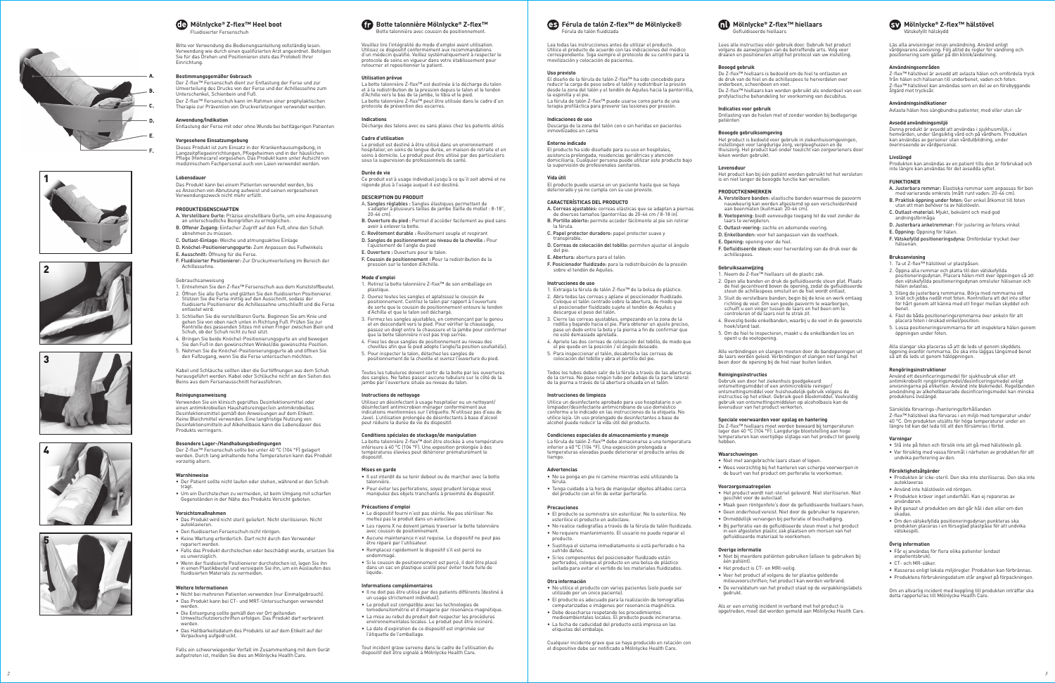# Mölnlycke® Z-flex™ Heel boot

Fluidisierter Fersenschuh

Bitte vor Verwendung die Bedienungsanleitung vollständig lesen. Verwendung wie durch einen qualifizierten Arzt angeordnet. Befolgen Sie für das Drehen und Positionieren stets das Protokoll Ihrer Einrichtung.

**Bestimmungsgemäßer Gebrauch**

Der Z-flex™ Fersenschuh dient zur Entlastung der Ferse und zur Umverteilung des Drucks von der Ferse und der Achillessehne zum Unterschenkel, Schienbein und Fuß.

Der Z-flex™ Fersenschuh kann im Rahmen einer prophylaktischen Therapie zur Prävention von Druckverletzungen verwendet werden.

**Anwendung/Indikation**

Entlastung der Ferse mit oder ohne Wunde bei bettlägerigen Patienten

**Vorgesehene Einsatzumgebung**

Dieses Produkt ist zum Einsatz in der Krankenhausumgebung, in Langzeitpflegeeinrichtungen, Pflegeheimen und in der häuslichen Pflege (Homecare) vorgesehen. Das Produkt kann unter Aufsicht von medizinischem Fachpersonal auch von Laien verwendet werden.

**Lebensdauer**

Das Produkt kann bei einem Patienten verwendet werden, bis es Anzeichen von Abnutzung aufweist und seinen vorgesehenen Verwendungszweck nicht mehr erfüllt.

**PRODUKTEIGENSCHAFTEN**

- **A. Verstellbare Gurte:** Präzise einstellbare Gurte, um eine Anpassung an unterschiedliche Beingrößen zu ermöglichen.
- **B. Offener Zugang:** Einfacher Zugriff auf den Fuß, ohne den Schuh abnehmen zu müssen.
- **C. Glatte-Einlage:** Weiche und atmungsaktive Einlage
- **D. Knöchel-Positionierungsgurte:** Zum Anpassen des Fußwinkels
- **E. Ausschnitt:** Öffnung für die Ferse.
- **F. Fluidisierter Positionierer:** Zur Druckumverteilung im Bereich der Achillessehne.

Gebrauchsanweisung

1. Entnehmen Sie den Z-flex™ Fersenschuh aus dem Kunststoffbeutel.
2. Öffnen Sie alle Gurte und glätten Sie den fluidisierten Positionierer. Stützen Sie die Ferse mittig auf den Ausschnitt, sodass der fluidisierte Positionierer die Achillessehne umschließt und die Ferse entlastet wird.
3. Schließen Sie die verstellbaren Gurte. Beginnen Sie am Knie und gehen Sie von oben nach unten in Richtung Fuß. Prüfen Sie zur Kontrolle des passenden Sitzes mit einem Finger zwischen Bein und Schuh, ob der Schuh nicht zu fest sitzt.
4. Bringen Sie beide Knöchel-Positionierungsgurte an und bewegen Sie den Fuß in den gewünschten Winkel/die gewünschte Position.
5. Nehmen Sie die Knöchel-Positionierungsgurte ab und öffnen Sie den Fußzugang, wenn Sie die Ferse untersuchen möchten.

Kabel und Schläuche sollten über die Gurtöffnungen aus dem Schuh herausgeführt werden. Kabel oder Schläuche nicht an den Seiten des Beins aus dem Fersenausschnitt herausführen.

**Reinigungsanweisung**

Verwenden Sie ein klinisch geprüftes Desinfektionsmittel oder einen antimikrobiellen Haushaltsreiniger/ein antimikrobielles Desinfektionsmittel gemäß den Anweisungen auf dem Etikett. Keine Bleichmittel verwenden. Eine langfristige Nutzung von Desinfektionsmitteln auf Alkoholbasis kann die Lebensdauer des Produkts verringern.

**Besondere Lager-/Handhabungsbedingungen**

Der Z-flex™ Fersenschuh sollte bei unter 40 °C (104 °F) gelagert werden. Durch lang anhaltende hohe Temperaturen kann das Produkt vorzeitig altern.

**Warnhinweise**

- Der Patient sollte nicht laufen oder stehen, während er den Schuh trägt.
- Um ein Durchstechen zu vermeiden, ist beim Umgang mit scharfen Gegenständen in der Nähe des Produkts Vorsicht geboten.

**Vorsichtsmaßnahmen**

- Das Produkt wird nicht steril geliefert. Nicht sterilisieren. Nicht autoklavieren.
- Den fluidisierten Fersenschuh nicht röntgen.
- Keine Wartung erforderlich. Darf nicht durch den Verwender repariert werden.
- Falls das Produkt durchstochen oder beschädigt wurde, ersetzen Sie es unverzüglich.
- Wenn der fluidisierte Positionierer durchstochen ist, legen Sie ihn in einen Plastikbeutel und versiegeln Sie ihn, um ein Auslaufen des fluidisierten Materials zu vermeiden.

**Weitere Informationen**

- Nicht bei mehreren Patienten verwenden (nur Einmalgebrauch).
- Das Produkt kann bei CT- und MRT-Untersuchungen verwendet werden.
- Die Entsorgung sollte gemäß den vor Ort geltenden Umweltschutzvorschriften erfolgen. Das Produkt darf verbrannt werden.
- Das Haltbarkeitsdatum des Produkts ist auf dem Etikett auf der Verpackung aufgedruckt.

Falls ein schwerwiegender Vorfall im Zusammenhang mit dem Gerät aufgetreten ist, melden Sie dies an Mölnlycke Health Care.

# Botte talonnière Mölnlycke® Z-flex™

Botte talonnière avec coussin de positionnement.

Veuillez lire l'intégralité du mode d'emploi avant utilisation. Utilisez ce dispositif conformément aux recommandations d'un médecin qualifié. Veillez systématiquement à respecter le protocole de soins en vigueur dans votre établissement pour retourner et repositionner le patient.

**Utilisation prévue**

La botte talonnière Z-flex™ est destinée à la décharge du talon et à la redistribution de la pression depuis le talon et le tendon d'Achille vers le bas de la jambe, le tibia et le pied.

La botte talonnière Z-flex™ peut être utilisée dans le cadre d'un protocole de prévention des escarres.

**Indications**

Décharge des talons avec ou sans plaie chez les patients alités

**Cadre d'utilisation**

Le produit est destiné à être utilisé dans un environnement hospitalier, en soins de longue durée, en maison de retraite et en soins à domicile. Le produit peut être utilisé par des particuliers sous la supervision de professionnels de santé.

**Durée de vie**

Ce produit est à usage individuel jusqu'à ce qu'il soit abîmé et ne réponde plus à l'usage auquel il est destiné.

**DESCRIPTION DU PRODUIT**

- **A. Sangles réglables :** Sangles élastiques permettant de s'adapter à plusieurs tailles de jambe (taille de mollet : 8-18", 20-46 cm).
- **B. Ouverture du pied :** Permet d'accéder facilement au pied sans avoir à enlever la botte.
- **C. Revêtement durable :** Revêtement souple et respirant
- **D. Sangles de positionnement au niveau de la cheville :** Pour l'ajustement de l'angle du pied
- **E. Ouverture :** Ouverture pour le talon.
- **F. Coussin de positionnement :** Pour la redistribution de la pression sur le tendon d'Achille.

**Mode d'emploi**

1. Retirez la botte talonnière Z-flex™ de son emballage en plastique.
2. Ouvrez toutes les sangles et aplatissez le coussin de positionnement. Centrez le talon par rapport à l'ouverture de sorte que le coussin de positionnement entoure le tendon d'Achille et que le talon soit déchargé.
3. Fermez les sangles ajustables, en commençant par le genou et en descendant vers le pied. Pour vérifier le chaussage, passez un doigt entre la chaussure et la jambe pour confirmer que la botte talonnière n'est pas trop serrée.
4. Fixez les deux sangles de positionnement au niveau des chevilles afin que le pied adopte l'angle/la position souhaité(e).
5. Pour inspecter le talon, détachez les sangles de positionnement de la cheville et ouvrez l'ouverture du pied.

Toutes les tubulures doivent sortir de la botte par les ouvertures des sangles. Ne faites passer aucune tubulure sur le côté de la jambe par l'ouverture située au niveau du talon.

**Instructions de nettoyage**

Utilisez un désinfectant à usage hospitalier ou un nettoyant/désinfectant antimicrobien ménager conformément aux indications mentionnées sur l'étiquette. N'utilisez pas d'eau de Javel. L'utilisation prolongée de désinfectants à base d'alcool peut réduire la durée de vie du dispositif.

**Conditions spéciales de stockage/de manipulation**

La botte talonnière Z-flex™ doit être stockée à une température inférieure à 40 °C (104 °F). Une exposition prolongée à des températures élevées peut détériorer prématurément le dispositif.

**Mises en garde**

- Il est interdit de se tenir debout ou de marcher avec la botte talonnière.
- Pour éviter les perforations, soyez prudent lorsque vous manipulez des objets tranchants à proximité du dispositif.

**Précautions d'emploi**

- Le dispositif fourni n'est pas stérile. Ne pas stériliser. Ne mettez pas le produit dans un autoclave.
- Les rayons X ne doivent jamais traverser la botte talonnière avec coussin de positionnement.
- Aucune maintenance n'est requise. Le dispositif ne peut pas être réparé par l'utilisateur.
- Remplacez rapidement le dispositif s'il est percé ou endommagé.
- Si le coussin de positionnement est percé, il doit être placé dans un sac en plastique scellé pour éviter toute fuite de liquide.

**Informations complémentaires**

- Il ne doit pas être utilisé par des patients différents (destiné à un usage strictement individuel).
- Le produit est compatible avec les technologies de tomodensitométrie et d'imagerie par résonance magnétique.
- La mise au rebut du produit doit respecter les procédures environnementales locales. Le produit peut être incinéré.
- La date d'expiration de ce dispositif est imprimée sur l'étiquette de l'emballage.

Tout incident grave survenu dans le cadre de l'utilisation du dispositif doit être signalé à Mölnlycke Health Care.

# Férula de talón Z-flex™ de Mölnlycke®

Férula de talón fluidizada

Lea todas las instrucciones antes de utilizar el producto. Utilice el producto de acuerdo con las indicaciones del médico correspondiente. Siga siempre el protocolo de su centro para la movilización y colocación de pacientes.

**Uso previsto**

El diseño de la férula de talón Z-flex™ ha sido concebido para reducir la carga de peso sobre el talón y redistribuir la presión desde la zona del talón y el tendón de Aquiles hacia la pantorrilla, la espinilla y el pie.

La férula de talón Z-flex™ puede usarse como parte de una terapia profiláctica para prevenir las lesiones por presión.

**Indicaciones de uso**

Descarga de la zona del talón con o sin heridas en pacientes inmovilizados en cama

**Entorno indicado**

El producto ha sido diseñado para su uso en hospitales, asistencia prolongada, residencias geriátricas y atención domiciliaria. Cualquier persona puede utilizar este producto bajo la supervisión de profesionales sanitarios.

**Vida útil**

El producto puede usarse en un paciente hasta que se haya deteriorado y ya no cumpla con su uso previsto.

**CARACTERÍSTICAS DEL PRODUCTO**

- **A. Correas ajustables:** correas elásticas que se adaptan a piernas de diversos tamaños (pantorrillas de 20-46 cm / 8-18 in).
- **B. Portillo abierto:** permite acceder fácilmente al pie sin retirar la férula.
- **C. Papel protector duradero:** papel protector suave y transpirable.
- **D. Correas de colocación del tobillo:** permiten ajustar el ángulo del pie.
- **E. Abertura:** abertura para el talón.
- **F. Posicionador fluidizado:** para la redistribución de la presión sobre el tendón de Aquiles.

**Instrucciones de uso**

1. Extraiga la férula de talón Z-flex™ de la bolsa de plástico.
2. Abra todas las correas y aplane el posicionador fluidizado. Coloque el talón centrado sobre la abertura, de modo que el posicionador fluidizado sujete el tendón de Aquiles y descargue el peso del talón.
3. Cierre las correas ajustables, empezando en la zona de la rodilla y bajando hacia el pie. Para obtener un ajuste preciso, pase un dedo entre la bota y la pierna a fin de confirmar que no esté demasiado apretada.
4. Apriete las dos correas de colocación del tobillo, de modo que el pie quede en la posición / el ángulo deseado.
5. Para inspeccionar el talón, desabroche las correas de colocación del tobillo y abra el portillo del pie.

Todos los tubos deben salir de la férula a través de las aberturas de la correa. No pase ningún tubo por debajo de la parte lateral de la pierna a través de la abertura situada en el talón.

**Instrucciones de limpieza**

Utilice un desinfectante aprobado para uso hospitalario o un limpiador/desinfectante antimicrobiano de uso doméstico conforme a lo indicado en las instrucciones de la etiqueta. No utilice lejía. Un uso prolongado de desinfectantes a base de alcohol puede reducir la vida útil del producto.

**Condiciones especiales de almacenamiento y manejo**

La férula de talón Z-flex™ debe almacenarse a una temperatura inferior a 40 °C (104 °F). Una exposición prolongada a temperaturas elevadas puede deteriorar el producto antes de tiempo.

**Advertencias**

- No se ponga en pie ni camine mientras esté utilizando la férula.
- Tenga cuidado a la hora de manipular objetos afilados cerca del producto con el fin de evitar perforarlo.

**Precauciones**

- El producto se suministra sin esterilizar. No lo esterilice. No esterilice el producto en autoclave.
- No realice radiografías a través de la férula de talón fluidizada.
- No requiere mantenimiento. El usuario no puede reparar el producto.
- Sustituya el sistema inmediatamente si está perforado o ha sufrido daños.
- Si los componentes del posicionador fluidizado están perforados, coloque el producto en una bolsa de plástico sellada para evitar el vertido de los materiales fluidizados.

**Otra información**

- No utilice el producto con varios pacientes (solo puede ser utilizado por un único paciente).
- El producto es adecuado para la realización de tomografías computarizadas e imágenes por resonancia magnética.
- Debe desecharse respetando los procedimientos medioambientales locales. El producto puede incinerarse.
- La fecha de caducidad del producto está impresa en las etiquetas del embalaje.

Cualquier incidente grave que se haya producido en relación con el dispositivo debe ser notificado a Mölnlycke Health Care.

# Mölnlycke® Z-flex™ hiellaars

Gefluïdiseerde hiellaars

Lees alle instructies vóór gebruik door. Gebruik het product volgens de aanwijzingen van de betreffende arts. Volg voor draaien en positioneren altijd het protocol van uw instelling.

**Beoogd gebruik**

De Z-flex™ hiellaars is bedoeld om de hiel te ontlasten en de druk van de hiel en de achillespees te herverdelen over onderbeen, scheenbeen en voet.

De Z-flex™ hiellaars kan worden gebruikt als onderdeel van een profylactische behandeling ter voorkoming van decubitus.

**Indicaties voor gebruik**

Ontlasting van de hielen met of zonder wonden bij bedlegerige patiënten

**Beoogde gebruiksomgeving**

Het product is bedoeld voor gebruik in ziekenhuisomgevingen, instellingen voor langdurige zorg, verpleeghuizen en de thuiszorg. Het product kan onder toezicht van zorgverleners door leken worden gebruikt.

**Levensduur**

Het product kan bij één patiënt worden gebruikt tot het versleten is en niet langer de beoogde functie kan vervullen.

**PRODUCTKENMERKEN**

- **A. Verstelbare banden:** elastische banden waarmee de pasvorm nauwkeurig kan worden afgestemd op een verscheidenheid aan beenmaten (kuitmaat: 20-46 cm).
- **B. Voetopening:** biedt eenvoudige toegang tot de voet zonder de laars te verwijderen.
- **C. Outlast-voering:** zachte en ademende voering.
- **D. Enkelbanden:** voor het aanpassen van de voethoek.
- **E. Opening:** opening voor de hiel.
- **F. Gefluïdiseerde steun:** voor herverdeling van de druk over de achillespees.

**Gebruiksaanwijzing**

1. Neem de Z-flex™ hiellaars uit de plastic zak.
2. Open alle banden en druk de gefluïdiseerde steun plat. Plaats de hiel gecentreerd boven de opening, zodat de gefluïdiseerde steun de achillespees omsluit en de hiel wordt ontlast.
3. Sluit de verstelbare banden; begin bij de knie en werk omlaag richting de voet. Om een goede pasvorm te waarborgen, schuift u een vinger tussen de laars en het been om te controleren of de laars niet te strak zit.
4. Bevestig beide enkelbanden, waarbij u de voet in de gewenste hoek/stand laat.
5. Om de hiel te inspecteren, maakt u de enkelbanden los en opent u de voetopening.

Alle verbindingen en slangen moeten door de bandopeningen uit de laars worden geleid. Verbindingen of slangen niet langs het been door de opening bij de hiel naar buiten leiden.

**Reinigingsinstructies**

Gebruik een door het ziekenhuis goedgekeurd ontsmettingsmiddel of een antimicrobiële reiniger/ontsmettingsmiddel voor huishoudelijk gebruik volgens de instructies op het etiket. Gebruik geen bleekmiddel. Veelvuldig gebruik van ontsmettingsmiddelen op alcoholbasis kan de levensduur van het product verkorten.

**Speciale voorwaarden voor opslag en hantering**

De Z-flex™ hiellaars moet worden bewaard bij temperaturen lager dan 40 °C (104 °F). Langdurige blootstelling aan hoge temperaturen kan voortijdige slijtage van het product tot gevolg hebben.

**Waarschuwingen**

- Niet met aangebrachte laars staan of lopen.
- Wees voorzichtig bij het hanteren van scherpe voorwerpen in de buurt van het product om perforatie te voorkomen.

**Voorzorgsmaatregelen**

- Het product wordt niet-steriel geleverd. Niet steriliseren. Niet geschikt voor de autoclaaf.
- Maak geen röntgenfoto's door de gefluïdiseerde hiellaars heen.
- Geen onderhoud vereist. Niet door de gebruiker te repareren.
- Onmiddellijk vervangen bij perforatie of beschadiging.
- Bij perforatie van de gefluïdiseerde steun moet u het product in een afgesloten plastic zak plaatsen om morsen van het gefluïdiseerde materiaal te voorkomen.

**Overige informatie**

- Niet bij meerdere patiënten gebruiken (alleen te gebruiken bij één patiënt).
- Het product is CT- en MRI-veilig.
- Voer het product af volgens de ter plaatse geldende milieuvoorschriften; het product kan worden verbrand.
- De vervaldatum van het product staat op de verpakkingslabels gedrukt.

Als er een ernstig incident in verband met het product is opgetreden, moet dat worden gemeld aan Mölnlycke Health Care.

# Mölnlycke® Z-flex™ hälstövel

Vätskefylld hälskydd

Läs alla anvisningar innan användning. Använd enligt vårdgivarens anvisning. Följ alltid de regler för vändning och positionering som gäller på din klinik/avdelning.

**Användningsområden**

Z-flex™ hälstövel är avsedd att avlasta hälen och omfördela tryck från hälen och hälsenan till underbenet, vaden och foten.

Z-flex™ hälstövel kan användas som en del av en förebyggande åtgärd mot trycksår.

**Användningsindikationer**

Avlasta hälen hos sängbundna patienter, med eller utan sår

**Avsedd användningsmiljö**

Denna produkt är avsedd att användas i sjukhusmiljö, i hemvården, under långsiktig vård och på vårdhem. Produkten kan användas av personer utan vårdutbildning, under överinseende av vårdpersonal.

**Livslängd**

Produkten kan användas av en patient tills den är förbrukad och inte längre kan användas för det avsedda syftet.

**FUNKTIONER**

- **A. Justerbara remmar:** Elastiska remmar som anpassas för ben med varierande omkrets (mått runt vaden: 20-46 cm).
- **B. Praktisk öppning under foten:** Ger enkel åtkomst till foten utan att man behöver ta av hälstöveln.
- **C. Outlast-material:** Mjukt, bekvämt och med god andningsförmåga
- **D. Justerbara ankelremmar:** För justering av fotens vinkel
- **E. Öppning:** Öppning för hälen.
- **F. Vätskefylld positioneringsdyna:** Omfördelar trycket över hälsenan.

**Bruksanvisning**

1. Ta ut Z-flex™ hälstövel ur plastpåsen.
2. Öppna alla remmar och platta till den vätskefyllda positioneringsdynan. Placera hälen mitt över öppningen så att den vätskefyllda positioneringsdynan omsluter hälsenan och hälen avlastas.
3. Stäng de justerbara remmarna. Börja med remmarna vid knät och jobba nedåt mot foten. Kontrollera att det inte sitter för hårt genom att kunna med ett finger mellan skyddet och benet.
4. Fäst de båda positioneringsremmarna över ankeln för att placera foten i önskad vinkel/position.
5. Lossa positioneringsremmarna för att inspektera hälen genom öppningen under foten.

Alla slangar ska placeras så att de leds ut genom skyddets öppning ovanför remmarna. De ska inte läggas längsmed benet så att de leds ut genom hälöppningen.

**Rengöringsinstruktioner**

Använd ett desinficeringsmedel för sjukhusbruk eller ett antimikrobiellt rengöringsmedel/desinficeringsmedel enligt anvisningarna på etiketten. Använd inte blekmedel. Regelbunden användning av alkoholbaserade desinficeringsmedel kan minska produktens livslängd.

Särskilda förvarings-/hanteringsförhållanden

Z-flex™ hälstövel ska förvaras i en miljö med temperatur under 40 °C. Om produkten utsätts för höga temperaturer under en längre tid kan det leda till att den försämras i förtid.

**Varningar**

- Stå inte på foten och försök inte att gå med hälstöveln på.
- Var försiktig med vassa föremål i närheten av produkten för att undvika perforering av den.

**Försiktighetsåtgärder**

- Produkten är icke-steril. Den ska inte steriliseras. Den ska inte autoklaveras
- Använd inte hälstöveln vid röntgen.
- Produkten kräver inget underhåll. Kan ej repareras av användaren.
- Byt genast ut produkten om det går hål i den eller om den skadas.
- Om den vätskefyllda positioneringsdynan punkteras ska produkten placeras i en förseglad plastpåse för att undvika vätskespill.

**Övrig information**

- Får ej användas för flera olika patienter (endast enpatientsbruk).
- CT- och MR-säker.
- Kasseras enligt lokala miljöregler. Produkten kan förbrännas.
- Produktens förbrukningsdatum står angivet på förpackningen.

Om en allvarlig incident med koppling till produkten inträffar ska detta rapporteras till Mölnlycke Health Care.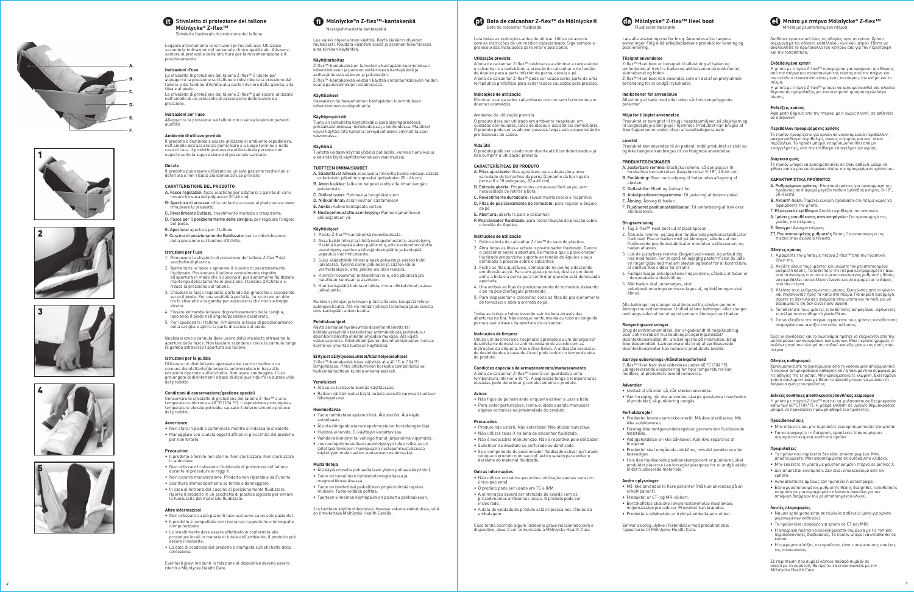# Stivaletto di protezione del tallone Mölnlycke® Z-flex™

Stivaletto fluidizzato di protezione del tallone

Leggere attentamente le istruzioni prima dell'uso. Utilizzare secondo le indicazioni del personale clinico qualificato. Attenersi sempre al protocollo della struttura per la movimentazione e il posizionamento.

## Indicazioni d'uso

Lo stivaletto di protezione del tallone Z-flex™ è ideato per alleggerire la pressione sul tallone e ridistribuire la pressione dal tallone e dal tendine d'Achille alla parte inferiore della gamba, alla tibia e al piede.

Lo stivaletto di protezione del tallone Z-flex™ può essere utilizzato nell'ambito di un protocollo di prevenzione delle lesioni da pressione.

## Indicazioni per l'uso

Alleggerire la pressione sui talloni con o senza lesioni in pazienti allettati

## Ambiente di utilizzo previsto

Il prodotto è destinato a essere utilizzato in ambiente ospedaliero, nell'ambito dell'assistenza domiciliare e a lungo termine e nelle case di cura. Il prodotto può essere utilizzato da persone non esperte sotto la supervisione del personale sanitario.

## Durata

Il prodotto può essere utilizzato su un solo paziente finché non si deteriora e non risulta più idoneo all'uso previsto.

## CARATTERISTICHE DEL PRODOTTO

**A. Fasce regolabili:** fasce elastiche per adattarsi a gambe di varie misure (misura del polpaccio: 20-46 cm).

**B: Apertura di accesso:** offre un facile accesso al piede senza dover rimuovere lo stivaletto.

**C. Rivestimento Outlast:** rivestimento morbido e traspirante.

**D. Fasce per il posizionamento delle caviglie:** per regolare l'angolo del piede.

**E. Apertura:** apertura per il tallone.

**F. Cuscino di posizionamento fluidizzato:** per la ridistribuzione della pressione sul tendine d'Achille.

## Istruzioni per l'uso

1. Rimuovere lo stivaletto di protezione del tallone Z-flex™ dal sacchetto di plastica.
2. Aprire tutte le fasce e spianare il cuscino di posizionamento fluidizzato. Posizionare il tallone centralmente rispetto all'apertura in modo che il cuscino di posizionamento fluidizzato mantenga delicatamente in posizione il tendine d'Achille e si riduca la pressione sul tallone.
3. Chiudere le fasce regolabili, partendo dal ginocchio e scendendo verso il piede. Per una vestibilità perfetta, far scorrere un dito tra lo stivaletto e la gamba per assicurarsi che non sia troppo stretto.
4. Fissare entrambe le fasce di posizionamento della caviglia, lasciando il piede nell'angolo/posizione desiderata.
5. Per ispezionare il tallone, rimuovere le fasce di posizionamento della caviglia e aprire la parte di accesso al piede.

Qualsiasi cavo o cannula deve uscire dallo stivaletto attraverso le aperture delle fasce. Non lasciare scendere i cavi e le cannule lungo la gamba attraverso l'apertura sul tallone.

## Istruzioni per la pulizia

Utilizzare un disinfettante approvato dal centro medico o un comune disinfettante/detergente antimicrobico in base alle istruzioni riportate sull'etichetta. Non usare candeggina. L'uso prolungato di disinfettanti a base di alcol può ridurre la durata utile del prodotto.

## Condizioni di conservazione/gestione speciali

Conservare lo stivaletto di protezione del tallone Z-flex™ a una temperatura inferiore a 40 °C (104 °F). L'esposizione prolungata a temperature elevate potrebbe causare il deterioramento precoce del prodotto.

## Avvertenze

- Non stare in piedi o camminare mentre si indossa lo stivaletto.
- Maneggiare con cautela oggetti affilati in prossimità del prodotto per non forarlo.

## Precauzioni

- Il prodotto è fornito non sterile. Non sterilizzare. Non sterilizzare in autoclave.
- Non utilizzare lo stivaletto fluidizzato di protezione del tallone durante le procedure ai raggi X.
- Non occorre manutenzione. Prodotto non riparabile dall'utente.
- Sostituire immediatamente se forato o danneggiato.
- In caso di foratura del cuscino di posizionamento fluidizzato, riporre il prodotto in un sacchetto di plastica sigillato per evitare la fuoriuscita del materiale fluidizzato.

## Altre informazioni

- Non utilizzare su più pazienti (uso esclusivo su un solo paziente).
- Il prodotto è compatibile con risonanze magnetiche e tomografie computerizzate.
- Lo smaltimento deve essere effettuato in conformità alle procedure locali in materia di tutela dell'ambiente; il prodotto può essere incenerito.
- La data di scadenza del prodotto è stampata sull'etichetta della confezione.

Eventuali gravi incidenti in relazione al dispositivo devono essere riferiti a Mölnlycke Health Care.

# Mölnlycke® Z-flex™-kantakenkä

Nestepehmustettu kantakenkä

Lue kaikki ohjeet ennen käyttöä. Käytä lääkärin ohjeiden mukaisesti. Noudata kääntämisessä ja asennon tukemisessa aina klinikan käytäntöä.

## Käyttötarkoitus

Z-flex™-kantakenkä on tarkoitettu kantapään kuormituksen vähentämiseen ja paineen siirtämiseen kantapäästä ja akillesjänteestä sääreen ja jalkaterään.

Z-flex™-kantakenkää voidaan käyttää ennaltaehkäisevän hoidon osana painevammojen estämisessä.

## Käyttöaiheet

Haavaisten tai haavattomien kantapäiden kuormituksen vähentäminen vuodepotilailla.

## Käyttöympäristö

Tuote on tarkoitettu käytettäväksi sairaalaympäristössä, pitkäaikaishoidossa, hoivakodeissa ja kotihoidossa. Maallikot voivat käyttää tätä tuotetta terveydenhoidon ammattilaisten valvonnassa.

## Käyttöikä

Tuotetta voidaan käyttää yhdellä potilaalla, kunnes tuote kuluu eikä enää täytä käyttötarkoituksen vaatimuksia.

## TUOTTEEN OMINAISUUDET

**A. Säädettävät hihnat:** Joustavilla hihnoilla kenkä voidaan säätää erikokoisiin jalkoihin sopivaksi (pohjekoko: 20 – 46 cm).

**B. Avoin luukku:** Jalka on helposti ulottuvilla ilman kengän poistamista.

**C. Outlast-vuori:** Pehmeä ja hengittävä vuori

**D. Nilkkahihnat:** Jalan kulman säätämiseen

**E. Aukko:** Aukko kantapää varten.

**F. Nestepehmusteltu asentotyyny:** Paineen jakamiseen akillesjänteen yli.

## Käyttöohjeet

1. Poista Z-flex™-kantakenkä muovikalvosta.
2. Avaa kaikki hihnat ja litistä nestepehmusteltu asentotyyny. Keskitä kantapää aukon päälle niin, että nestepehmusteltu asentotyyny asettuu akillesjänteen päälle ja kantapää vapautuu kuormituksesta.
3. Sulje säädettävät hihnat alkaen polvesta ja edeten kohti jalkaterää. Työnnä sormi jalkineen ja säären väliin varmistaaksesi, ettei jalkine ole liian tiukalla.
4. Kiinnitä molemmat nilkkahihnat niin, että jalkaterä jää haluttuun kulmaan ja asentoon.
5. Kun kantapäätä halutaan tutkia, irrota nilkkahihnat ja avaa jalkaluukku.

Kaikkien johtojen ja letkujen pitää tulla ulos kengästä hihna-aukkojen kautta. Älä vie mitään johtoja tai letkuja jalan sivusta ulos kantapään aukon kautta.

## Puhdistusohjeet

Käytä sairaalan hyväksymää desinfiointiainetta tai kotitalouskäyttöön tarkoitettua antimikrobista puhdistus-/desinfiointiainetta etiketin ohjeiden mukaan. Älä käytä valkaisuainetta. Alkoholipohjaisten desinfiointiaineiden runsas käyttö voi lyhentää tuotteen käyttöikää.

## Erityiset säilytysolosuhteet/käsittelyolosuhteet

Z-flex™-kantakenkä tulee säilyttää alle 40 °C:n (104°F) lämpötilassa. Pitkä altistuminen korkeille lämpötiloille voi heikentää tuotteen kuntoa ennenaikaisesti.

## Varoitukset

- Älä seiso tai kävele kenkä käyttäessäsi.
- Reikien välttämiseksi käytä teräviä esineitä varovasti tuotteen läheisyydessä.

## Huomioitavaa

- Tuote toimitetaan epästeriilinä. Älä steriloi. Älä käytä autoklaavia
- Älä ota röntgenkuvia nestepehmusteltun kerkokengän läpi.
- Huoltoa ei tarvita. Ei käyttäjän korjattavissa.
- Vaihda reikiintynyt tai vahingoittunut järjestelmä viipymättä.
- Jos nestepehmusteltuun asentotyynyyn tulee reikä, se on laitettava tiiviiseen muovipussiin nestepehmushuksessa käytettyjen materiaalien vuotamisen estämiseksi.

## Muita tietoja

- Älä käytä monella potilaalla (vain yhden potilaan käyttöön).
- Tuote on turvallinen tietokonetomografiassa ja magneettikuvauksessa.
- Tuote on hävitettävä paikallisten ympäristömääräysten mukaan. Tuote voidaan polttaa.
- Tuotteen viimeinen käyttöpäivä on painettu pakkaukseen.

Jos tuotteen käytön yhteydessä ilmenee vakavia vaikutuksia, siitä on ilmoitettava Mölnlycke Health Carelle.

# Bota de calcanhar Z-flex™ da Mölnlycke®

Bota de calcanhar fluidizada

Leia todas as instruções antes de utilizar. Utilize de acordo com as instruções de um médico especializado. Siga sempre o protocolo das instalações para virar e posicionar.

## Utilização prevista

A bota de calcanhar Z-flex™ destina-se a eliminar a carga sobre o calcanhar e a redistribuir a pressão do calcanhar e do tendão de Aquiles para a parte inferior da perna, canela e pé.

A bota de calcanhar Z-flex™ pode ser usada como parte de uma terapêutica profilática para evitar lesões causadas pela pressão.

## Indicações de utilização

Eliminar a carga sobre calcanhares com ou sem ferimentos em doentes acamados

Ambiente de utilização prevista

O produto deve ser utilizado em ambiente hospitalar, em cuidados continuados, lares de idosos e assistência domiciliária. O produto pode ser usado por pessoas leigas sob a supervisão de profissionais de saúde.

## Vida útil

O produto pode ser usado num doente até ficar deteriorado e já não cumprir a utilização prevista.

## CARACTERÍSTICAS DO PRODUTO

**A. Fitas ajustáveis:** fitas ajustáveis para adaptação a uma variedade de tamanhos de perna (tamanho da barriga da perna: 8 a 18 polegadas, 20 a 46 cm).

**B. Entrada aberta:** Proporciona um acesso fácil ao pé, sem necessidade de retirar a bota.

**C. Revestimento duradouro:** revestimento macio e respirável

**D. Fitas de posicionamento do tornozelo:** para regular o ângulo do pé

**E. Abertura:** abertura para o calcanhar.

**F. Posicionador fluidizado:** para redistribuição da pressão sobre o tendão de Aquiles.

## Instruções de utilização

1. Retire a bota de calcanhar Z-flex™ do saco de plástico.
2. Abra todas as fitas e achate o posicionador fluidizado. Centre o calcanhar sobre a abertura, de modo a que o posicionador fluidizado proporcione suporte ao tendão de Aquiles e seja eliminada a pressão sobre o calcanhar.
3. Feche as fitas ajustáveis, começando no joelho e descendo em direção ao pé. Para um ajuste preciso, deslize um dedo entre a bota e a perna para confirmar que não está demasiado apertada.
4. Una ambas as fitas de posicionamento do tornozelo, deixando o pé na posição/ângulo pretendido.
5. Para inspecionar o calcanhar, solte as fitas de posicionamento do tornozelo e abra a entrada do pé.

Todas as linhas e tubos deverão sair da bota através das aberturas na fita. Não coloque nenhuma via ou tubo ao longo da perna a sair através da abertura do calcanhar.

## Instruções de limpeza

Utilize um desinfetante hospitalar aprovado ou um detergente/desinfetante doméstico antimicrobiano de acordo com as instruções da etiqueta. Não utilize lixívia. A utilização excessiva de desinfetantes à base de álcool pode reduzir o tempo de vida do produto.

## Condições especiais de armazenamento/manuseamento

A bota de calcanhar Z-flex™ deverá ser guardada a uma temperatura inferior a 40 °C. A exposição longa a temperaturas elevadas pode deteriorar prematuramente o produto.

## Avisos

- Não fique de pé nem ande enquanto estiver a usar a bota.
- Para evitar perfurações, tenha cuidado quando manusear objetos cortantes na proximidade do produto.

## Precauções

- Produto não estéril. Não esterilizar. Não utilizar autoclave
- Não utilizar raios-X na bota de calcanhar fluidizada.
- Não é necessária manutenção. Não é reparável pelo utilizador.
- Substituir de imediato se perfurado ou danificado.
- Se o componente do posicionador fluidizado estiver perfurado, coloque o produto num saco pl´astico selado para evitar o derrame do material fluidizado.

## Outras informações

- Não utilizar em vários pacientes (utilização apenas para um único paciente).
- O produto pode ser usado em TC e IRM.
- A eliminação deverá ser efetuada de acordo com os procedimentos ambientais locais. O produto pode ser incinerado.
- A data de validade do produto está impressa nos rótulos da embalagem.

Caso tenha ocorrido algum incidente grave relacionado com o dispositivo, deverá ser comunicado à Mölnlycke Health Care.

# Mölnlycke® Z-flex™ Heel boot

Fluidiseret hælstøvle

Læs alle anvisningerne før brug. Anvendes efter lægens anvisninger. Følg altid arbejdspladsens protokol for vending og positionering.

## Tilsigtet anvendelse

Z-flex™ Heel boot er beregnet til aflastning af hælen og omfordeling af tryk fra hælen og akillessenen på underbenet, skinnebenet og foden.

Z-flex™ Heel boot kan anvendes som en del af en profylaktisk behandling for at undgå trykskader.

## Indikationer for anvendelse

Aflastning af hæle med eller uden sår hos sengeliggende patienter.

## Miljø for tilsigtet anvendelse

Produktet er beregnet til brug i hospitalsmiljøer, på plejehjem og til langtidspleje samt pleje i hjemmet. Produktet kan bruges af ikke-fagpersoner under tilsyn af sundhedspersonale.

## Levetid

Produktet kan anvendes til én patient, indtil produktet er slidt op og ikke længere kan bruges til sin tilsigtede anvendelse.

## PRODUKTEGENSKABER

**A. Justerbare remme:** Elastiske remme, så den passer til forskellige benstørrelser (lægstørrelse: 8-18", 20-46 cm).

**B. Fodåbning:** Giver nem adgang til foden uden aflagning af støvlen.

**C. Outlast-for:** Blødt og åndbart for.

**D. Ankelpositioneringsremme:** Til justering af fodens vinkel.

**E. Åbning:** Åbning til hælen.

**F. Fluidiseret positionsstabilisator:** Til omfordeling af tryk over akillessenen.

## Brugsanvisning

1. Tag Z-flex™ Heel boot ud af plastikposen.
2. Åbn alle remme, og læg den fluidiserede positionsstabilisator fladt ned. Placer hælen midt på åbningen, således at den fluidiserede positionsstabilisator omslutter akillessenen, og hælen aflastes.
3. Luk de justerbare remme. Begynd ved knæet, og arbejd dig ned mod foden. For at opnå en nøjagtig pasform skal du lade en finger glide ned mellem støvlen og benet for at kontrollere, at støvlen ikke sidder for stramt.
4. Fastgør begge ankelpositioneringsremme, således at foden er i den ønskede vinkel/stilling.
5. Når hælen skal undersøges, skal ankelpositioneringsremmene tages af, og fodåbningen skal åbnes.

Alle ledninger og slanger skal føres ud fra støvlen gennem åbningerne ved remmene. Undlad at føre ledninger eller slanger ned langs siden af benet og ud gennem åbningen ved hælen.

## Rengøringsanvisninger

Brug desinfektionsmiddel, der er godkendt til hospitalsbrug, eller antimikrobielt husholdningsrengøringsmiddel/desinfektionsmiddel iht. anvisningerne på mærkaten. Brug ikke blegemiddel. Længerevarende brug af spritbaserede desinfektionsmidler kan reducere produktets levetid.

## Særlige opbevarings-/håndteringsforhold

Z-flex™ Heel boot skal opbevares under 40 °C (104 °F). Længerevarende eksponering for høje temperaturer kan medføre, at produktets levetid reduceres.

## Advarsler

- Undlad at stå eller gå, når støvlen anvendes.
- Vær forsigtig, når der anvendes skarpe genstande i nærheden af produktet, så punktering undgås.

## Forholdsregler

- Produktet leveres som ikke-sterilt. Må ikke steriliseres. Må ikke autoklaveres.
- Foretag ikke røntgenundersøgelser gennem den fluidiserede hælstøvle.
- Vedligeholdelse er ikke påkrævet. Kan ikke repareres af brugeren.
- Produktet skal omgående udskiftes, hvis det punkteres eller beskadiges.
- Hvis den fluidiserede positionskomponent er punkteret, skal produktet placeres i en forseglet plastpose for at undgå udslip af det fluidiserede materiale.

## Andre oplysninger

- Må ikke anvendes til flere patienter (må kun anvendes på en enkelt patient).
- Produktet er CT- og MR-sikkert.
- Bortskaffelse skal ske i overensstemmelse med lokale, miljømæssige procedurer. Produktet kan brændes.
- Produktets udløbsdato er trykt på emballagens etiket.

Enhver alvorlig ulykke i forbindelse med produktet skal rapporteres til Mölnlycke Health Care.

# Μπότα με πτέρνα Mölnlycke® Z-flex™

Μπότα με ρευστοποιημένη πτέρνα

Διαβάστε προσεκτικά όλες τις οδηγίες πριν τη χρήση. Χρήση σύμφωνα με τις οδηγίες κατάλληλου κλινικού ιατρού. Πάντα να ακολουθείτε το πρωτόκολλο του κέντρου σας για την περιστροφή και την τοποθέτηση.

## Ενδεδειγμένη χρήση

Η μπότα με πτέρνα Z-flex™ προορίζεται για αφαίρεση του βάρους από την πτέρνα και ανακατανομή της πίεσης από την πτέρνα και τον αχίλλειο τένοντα στο κάτω μέρος του άκρου, την κνήμη και το πέλμα.

Η μπότα με πτέρνα Z-flex™ μπορεί να χρησιμοποιηθεί στα πλαίσια θεραπείας προφύλαξης για την αποτροπή τραυματισμών λόγω πίεσης.

## Ενδείξεις χρήσης

Αφαίρεση βάρους από την πτέρνα, με ή χωρίς πληγή, σε ασθενείς σε κατάκλιση

## Περιβάλλον προοριζόμενης χρήσης

Το προϊόν προορίζεται για χρήση σε νοσοκομειακό περιβάλλον, μακροπρόθεσμο περιβάλλον, οίκους ευγηρίας και κατ' οίκον περιβάλλον. Το προϊόν μπορεί να χρησιμοποιηθεί από μη επαγγελματίες, υπό την επίβλεψη επαγγελματιών υγείας.

## Διάρκεια ζωής

Το προϊόν μπορεί να χρησιμοποιηθεί σε έναν ασθενή, μέχρι να φθαρεί και να μην εκπληρώνει πλέον την προοριζόμενη χρήση του.

## ΧΑΡΑΚΤΗΡΙΣΤΙΚΑ ΠΡΟΪΟΝΤΟΣ

**Α. Ρυθμιζόμενοι ιμάντες:** Ελαστικοί ιμάντες για προσαρμογή του προϊόντος σε διάφορα μεγέθη ποδιού (μέγεθος κνήμης: 8-18", 20-46cm).

**Β. Ανοικτή πόλη:** Παρέχει εύκολη πρόσβαση στο πέλμα χωρίς να αφαιρέσετε την μπότα.

**Γ. Εξωτερικό περίβλημα:** Απαλό περίβλημα που αναπνέει.

**Δ. Ιμάντες τοποθέτησης στον αστράγαλο:** Για προσαρμογή της γωνίας του πέλματος

**Ε. Άνοιγμα:** Άνοιγμα πτέρνας.

**ΣΤ. Ρευστοποιημένος ρυθμιστής** θέσης Για ανακατανομή της πίεσης στον αχίλλειο τένοντα.

## Οδηγίες χρήσης

1. Αφαιρέστε την μπότα με πτέρνα Z-flex™ από την πλαστική θήκη της.
2. Ανοίξτε όλους τους ιμάντες και ισιώστε τον ρευστοποιημένο ρυθμιστή θέσης. Τοποθετήστε την πτέρνα κεντραρισμένη πάνω από το άνοιγμα, έτσι ώστε ο ρευστοποιημένος ρυθμιστής θέσης να περιβάλλει τον αχίλλειο τένοντα και να αφαιρείται το βάρος από την πτέρνα.
3. Κλείστε τους ρυθμιζόμενους ιμάντες, ξεκινώντας από το γόνατο και πηγαίνοντας προς τα κάτω στο πέλμα. Για ακριβή εφαρμογή, σύρετε το δάχτυλό σας ανάμεσα στην μπότα και το πόδι για να βεβαιωθείτε ότι δεν είναι πολύ σφιχτή.
4. Τοποθετήστε τους ιμάντες τοποθέτησης αστραγάλου, αφήνοντας το πέλμα στην επιθυμητή γωνία/θέση.
5. Για να ελέγξετε την πτέρνα, αφαιρέστε τους ιμάντες τοποθέτησης αστραγάλου και ανοίξτε την πύλη πέλματος.

Όλες οι συνδέσεις και τα σωληνάρια πρέπει να εξέρχονται από την μπότα μέσω των ανοιγμάτων των ιμάντων. Μην περνάτε γραμμές ή σωληνάρια από την πλευρά του ποδιού και έξω μέσω της οπής στην πτέρνα.

## Οδηγίες καθαρισμού

Χρησιμοποιήστε το εγκεκριμένο από το νοσοκομείο απολυμαντικό ή οικιακό αντιμικροβιακό καθαριστικό / απολυμαντικό σύμφωνα με τις οδηγίες της ετικέτας. Μην χρησιμοποιείτε χλωρίνη. Εκτεταμένη χρήση απολυμαντικών με βάση το αλκοόλ μπορεί να μειώσει τη διάρκεια ζωής του προϊόντος.

## Ειδικές συνθήκες αποθήκευσης/συνθήκες χειρισμού

Η μπότα με πτέρνα Z-flex™ πρέπει να φυλάσσεται σε θερμοκρασία κάτω των 40°C (104°F). Η μακρά έκθεση σε υψηλές θερμοκρασίες μπορεί να προκαλέσει πρόωρη φθορά του προϊόντος.

## Προειδοποιήσεις

- Μην στέκεστε και μην περπατάτε ενώ χρησιμοποιείτε την μπότα.
- Για να αποφύγετε τη διάτρηση, προσέχετε όταν χειρίζεστε αιχμηρά αντικείμενα κοντά στο προϊόν.

## Προφυλάξεις

- Το προϊόν που παρέχεται δεν είναι αποστειρωμένο. Μην αποστειρώνετε. Μην αποστειρώνετε σε αυτόκαυστο κλίβανο.
- Μην εκθέτετε τη μπότα με ρευστοποιημένη πτέρνα σε ακτίνες Χ.
- Δεν απαιτείται συντήρηση. Δεν είναι επισκευάσιμο από τον χρήστη.
- Αντικαταστήστε αμέσως εάν τρυπηθεί ή καταστραφεί.
- Εάν ο ρευστοποιημένος ρυθμιστής θέσης διατρηθεί, τοποθετήστε το προϊόν σε μια σφραγισμένη πλαστική σακούλα για την αποφυγή διαρροών του ρευστοποιημένου υλικού.

## Λοιπές πληροφορίες

- Να μην χρησιμοποιείται σε πολλούς ασθενείς (μόνο για χρήση μεμονωμένων ασθενών).
- Το προϊόν είναι ασφαλές για χρήση σε CT και MRI.
- Η απόρριψη πρέπει να ολοκληρώνεται σύμφωνα με τις τοπικές περιβαλλοντικές διαδικασίες. Το προϊόν μπορεί να υποβληθεί σε καύση.
- Η ημερομηνία λήξης του προϊόντος είναι τυπωμένη στις ετικέτες της συσκευασίας.

Σε περίπτωση που συμβεί κάποιο σοβαρό συμβάν σε σχέση με τη συσκευή, θα πρέπει να επικοινωνείτε με την Mölnlycke Health Care.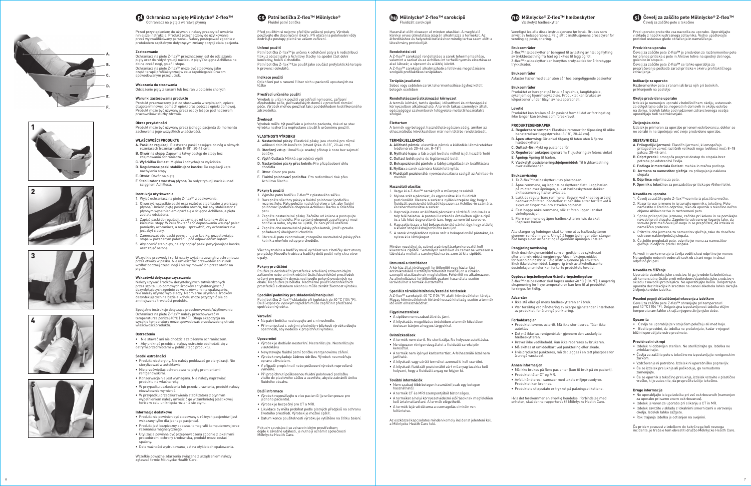# pl Ochraniacz na piętę Mölnlycke® Z-flex™

Ochraniacz na piętę z warstwą płynną

Przed przystąpieniem do używania należy przeczytać uważnie niniejsze instrukcje. Produkt przeznaczony do użytkowania przez wykwalifikowany personel. Należy postępować zgodnie z protokołem szpitalnym dotyczącym zmiany pozycji ciała pacjenta.

## Zastosowanie

Ochraniacz na piętę Z-flex™ przeznaczony jest do odciążania pięty oraz do redystrybucji nacisku z pięty i ścięgna Achillesa na dolną część nogi, goleń i stopę.

Ochraniacz na piętę Z-flex™ może być stosowany jako część terapii profilaktycznej w celu zapobiegania urazom spowodowanym przez ucisk.

## Wskazania do stosowania

Odciążenie pięty z ranami lub bez ran u obłożnie chorych

## Warunki zastosowania produktu

Produkt przeznaczony jest do stosowania w szpitalach, opiece długoterminowej, domowej opieki oraz podczas opieki domowej. Produkt może być używany przez osoby leżące pod nadzorem pracowników służby zdrowia.

## Okres przydatności

Produkt może być używany przez jednego pacjenta do momentu zachowania jego wszystkich właściwości.

## WŁAŚCIWOŚCI PRODUKTU

- **A. Paski do regulacji:** Elastyczne paski pasujące do nóg o różnych rozmiarach (rozmiar łydki: 8–18", 20–46 cm).
- **B. Otwór na stopę:** Zapewnia łatwy dostęp do stopy bez zdejmowania ochraniacza.
- **C. Wyściółka Outlast:** Miękka i oddychająca wyściółka
- **D. Regulowane paski stabilizujące kostkę:** Do regulacji kąta nachylenia stopy
- **E. Otwór:** Otwór na piętę.
- **F. Stabilizator z warstwą płynną** Do redystrybucji nacisku nad ścięgnem Achillesa.

## Instrukcja użytkowania

1. Wyjąć ochraniacz na piętę Z-flex™ z opakowania.
2. Otworzyć wszystkie paski oraz rozłożyć stabilizator z warstwą płynną. Umieść piętę pośrodku otworu, tak aby stabilizator z płynnym wypełnieniem opart się o ścięgno Achillesa, a pięta została odciążona.
3. Zapiąć paski do regulacji, zaczynając od kolana w dół w kierunku stopy. W celu dokładnego dopasowania wsunąć palec pomiędzy ochraniacz, a nogę i sprawdzić, czy ochraniacz nie jest zbyt ciasny.
4. Zamocować oba paski pozycjonujące kostkę, pozostawiając stopę w pożądanym położeniu pod odpowiednim kątem.
5. Aby ocenić stan pięty, należy odpiąć paski pozycjonujące kostkę oraz zdjąć ostonę.

Wszystkie przewody i rurki należy wyjąć na zewnątrz ochraniacza przez otwory w pasku. Nie umieszczać przewodów ani rurek wzdłuż bocznej części nogi i nie wyjmować ich przez otwór na pięcie.

## Wskazówki dotyczące czyszczenia

Należy używać środków dezynfekcyjnych zatwierdzonych przez szpital lub domowych środków antybakteryjnych / dezynfekujących zgodnie ze wskazówkami na opakowaniu. Nie należy używać wybielaczy. Nadmierne używanie środków dezynfekujących na bazie alkoholu może przyczynić się do zmniejszenia trwałości produktu.

Specjalne instrukcje dotyczące przechowywania/użytkowania

Ochraniacz na piętę Z-flex™ należy przechowywać w temperaturze poniżej 40°C (104°F). Długa ekspozycja na wysokie temperatury może spowodować przedwczesną utratę właściwości produktu.

## Ostrzeżenia

- Nie stawać ani nie chodzić z założonym ochraniaczem.
- Aby uniknąć przebicia, należy ostrożnie obchodzić się z ostrymi przedmiotami w pobliżu tego produktu.

## Środki ostrożności

- Produkt niesterylny. Nie należy poddawać go sterylizacji. Nie sterylizować w autoklawie
- Nie prześwietlać ochraniacza na piętę promieniami rentgenowskimi.
- Konserwacja nie jest wymagana. Nie należy naprawiać produktu na własną rękę.
- W przypadku uszkodzenia lub przedziurawienia, produkt należy niezwłocznie wymienić.
- W przypadku przedziurawienia stabilizatora z płynnym wypełnieniem należy umieścić go w zamkniętej plastikowej torbie w celu uniknięcia rozlania się płynu.

## Informacje dodatkowe

- Produkt nie powinien być stosowany u różnych pacjentów (jest wskazany tylko dla jednego pacjenta).
- Produkt jest bezpieczny podczas tomografii komputerowej oraz rezonansu magnetycznego.
- Utylizacja powinna być przeprowadzona zgodnie z lokalnymi procedurami ochrony środowiska, produkt może zostać spalony.
- Data ważności wydrukowana jest na etykietach opakowania.

Wszelkie poważne zdarzenia związane z urządzeniem należy zgłaszać firmie Mölnlycke Health Care.

# cs Patní botička Z-flex™ Mölnlycke®

Fluidní patní botička

Před použitím si nejprve přečtěte veškeré pokyny. Výrobek používejte dle doporučení lékaře. Při otáčení a polohování vždy dodržujte postupy platné ve vašem zařízení.

## Určené použití

Patní botička Z-flex™ je určena k odlehčení paty a k redistribuci tlaku z oblasti paty a Achillovy šlachy na spodní část dolní končetiny, holeň a chodidlo.

Patní botičku Z-flex™ lze použít jako součást profylaktické terapie k prevenci dekubitů.

## Indikace použití

Odlehčení pat s ranami či bez nich u pacientů upoutaných na lůžko

## Prostředí určeného použití

Výrobek je určen k použití v prostředí nemocnic, zařízení dlouhodobé péče, pečovatelských domů i v prostředí domácí péče. Výrobek mohou používat laici pod dohledem kvalifikovaného zdravotníka.

## Životnost

Výrobek může být používán u jednoho pacienta, dokud se stav výrobku nezhorší a nepřestane sloužit k určenému použití.

## VLASTNOSTI VÝROBKU

- **A. Nastavitelné pásky:** Elastické pásky jsou vhodné pro různé velikosti dolních končetin (obvod lýtka: 8–18", 20–46 cm).
- **B. Otevřený vstup:** Umožňuje snadný přístup k noze bez sejmutí botičky.
- **C. Výplň Outlast:** Měkká a prodyšná výplň
- **D. Nastavitelné pásky přes kotník:** Pro přizpůsobení úhlu chodidla
- **E. Otvor:** Otvor pro patu.
- **F. Fluidní polohovací podložka:** Pro redistribuci tlak přes Achillovu šlachu.

## Pokyny k použití

1. Vyjměte patní botičku Z-flex™ z plastového sáčku.
2. Rozepněte všechny pásky a fluidní polohovací podložku rozprostřete. Patu položte nad střed otvoru tak, aby fluidní polohovací podložka obepnula Achillovu šlachu a odlehčila patu.
3. Zapněte nastavitelné pásky. Začněte od kolene a postupujte směrem k chodidlu. Pro správné obepnutí zasuňte prst mezi botičku a nohu, abyste se ujistili, že není příliš utažená.
4. Zapněte oba nastavitelné pásky přes kotník, jimiž upravíte požadovaný úhel/pozici chodidla.
5. Chcete-li patu zkontrolovat, rozepněte nastavitelné pásky přes kotník a otevřete vstup pro chodidlo.

Všechny trubice a hadičky musí vycházet ven z botičky skrz otvory pro pásky. Neveďte trubice a hadičky dolů podél nohy skrz otvor u paty.

## Pokyny pro čištění

Používejte dezinfekční prostředek schválený zdravotnickým zařízením nebo antimikrobiální čisticí/dezinfekční prostředek určený pro použití v domácnosti podle pokynů uvedených na obalu. Nepoužívejte bělidla. Nadměrné použití dezinfekčních prostředků s obsahem alkoholu může zkrátit životnost výrobku.

## Speciální podmínky pro skladování/manipulaci

Patní botičku Z-flex™ skladujte při teplotách do 40 °C (104 °F). Delší expozice vysokým teplotám může zapříčinit předčasné opotřebení výrobku.

## Varování

- Na patní botičku nestoupejte ani s ní nechoďte.
- Při manipulaci s ostrými předměty v blízkosti výrobku dbejte opatrnosti, aby nedošlo k propíchnutí výrobku.

## Upozornění

- Výrobek je dodáván nesterilní. Nesterilizujte. Nesterilizujte v autoklávu.
- Nevystavujte fluidní patní botičku rentgenovému záření.
- Výrobek nevyžaduje žádnou údržbu. Výrobek neumožňuje opravu uživatelem.
- V případě propíchnutí nebo poškození výrobek neprodleně vyměňte.
- Při propíchnutí poškozenou fluidní polohovací podložku vložte do plastového sáčku a uzavřete, abyste zabránili úniku fluidního obsahu.

## Další informace

- Výrobek nepoužívejte u více pacientů (je určen pouze pro jednoho pacienta).
- Výrobek je bezpečný pro CT a MRI.
- Likvidace by měla probíhat podle platných předpisů na ochranu životního prostředí. Výrobek je možné spálit.
- Datum konce použitelnosti výrobku je vytištěno na štítku balení.

Pokud v souvislosti se zdravotnickým prostředkem dojde k závažné události, je nutné ji oznámit společnosti Mölnlycke Health Care.

# hu Mölnlycke® Z-flex™ sarokcipő

Fluidizált sarokcipő

Használat előtt olvasson el minden utasítást. A megfelelő klinikai orvos útmutatása alapján alkalmazza a terméket. Az áthelyezés és helyzetváltoztatás mindig tartsa szem előtt a létesítmény protokollját.

## Rendeltetési cél

A Z-flex™ sarokcipő rendeltetése a sarok tehermentesítése, valamint a sarkat és az Achilles-int terhelő nyomás elosztása az alsó lábszár, a sípcsont és a lábfej között.

A Z-flex™ sarokcipő alkalmazható a felfekvés megelőzésére szolgáló profilaktikus terápiában.

## Terápiás javallatok

Sebes vagy sebtelen sarok tehermentesítése ágyhoz kötött betegek esetében

## Rendeltetésszerű alkalmazási környezet

A termék kórházi, tartós ápolási, idősotthoni és otthonápolási környezetben alkalmazható. A termék laikus személyek általi, egészségügyi szakemberek felügyelete melletti használatra szolgál.

## Élettartam

A termék egy beteggel használható egészen addig, amíg az elhasználódás következtében már nem tölti be rendeltetését.

## TERMÉKJELLEMZŐK

- **A. Állítható pántok:** elasztikus pántok a különféle lábméretekhez (vádliméret: 20–46 cm, 8–18")
- **B. Nyitható kapu:** a láb a cipő levétele nélkül is jól hozzáférhető
- **C. Outlast bélét:** puha és légáteresztő bélét
- **D. Bokapozicionáló pántok:** a lábfej szögállásának beállítására
- **E. Nyílás:** a sarok számára kialakított nyílás
- **F. Fluidizált pozicionáló:** nyomáselosztásra szolgál az Achilles-in mentén

## Használati utasítás

1. Vegye ki a Z-flex™ sarokcipőt a műanyag tasakból.
2. Nyissa szét a pántokat, és egyenesítse ki a fluidizált pozicionálót. Illessze a sarkat a nyílás közepére úgy, hogy a fluidizált pozicionáló bölcsőt képezzen az Achilles-in számára, és tehermentesítse a sarkat.
3. Kapcsolja össze az állítható pántokat a térd felől indulva és a talp felé haladva. A pontos illeszkedés érdekében ujját a cipő és a láb közé dugva ellenőrizze, hogy az nem túl szoros-e.
4. Kapcsolja össze a két bokapozicionáló pántot úgy, hogy a lábfej a kívánt szögállásba/pozícióba kerüljön.
5. A sarok vizsgálatához nyissa szét a bokapozicionáló pántokat, és nyissa ki a lábfejkaput.

Minden vezetéket és csövet a pántnyílásokon keresztül kell kivezetni a cipőből. Semmilyen vezetéket és csövet ne vezessen a láb oldala mellett a saroknyíláshoz és azon át ki a cipőből.

## Útmutató a tisztításhoz

A kórház által jóváhagyott fertőtlenítőt vagy háztartási antimikrobiális tisztító/fertőtlenítőt használjon a címkén szereplő utasításoknak megfelelően. Fehérítőt ne alkalmazzon. Az alkoholbázisú fertőtlenítők gyakori használata esetén lerövidülhet a termék élettartama.

## Speciális tárolási feltételek/kezelési feltételek

A Z-flex™ sarokcipőt 40 °C (104 °F) alatti hőmérsékleten tárolja. Magas hőmérsékletnek történő hosszú kitettség esetén a termék idő előtt elhasználódhat.

## Figyelmeztetések

- A cipőben nem szabad állni és járni.
- A kilyukadás megelőzése érdekében a termék közelében óvatosan bánjon a hegyes tárgyakkal.

## Óvintézkedések

- A termék nem steril. Ne sterilizálja. Ne helyezze autoklávba.
- Ne végezzen röntgenvizsgálatot a fluidizált sarokcipőn keresztül.
- A termék nem igényel karbantartást. A felhasználó által nem javítható.
- A kilyukadt vagy sérült terméket azonnal ki kell cserélni.
- A kilyukadt fluidizált pozicionálót zárt műanyag tasakba kell helyezni, hogy a fluidizált anyag ne folyjon ki.

## További információk

- Nem szabad több betegen használni (csak egy betegen használható).
- A termék CT és MRI szempontjából biztonságos.
- A terméket a helyi környezetvédelmi előírásoknak megfelelően kell ártalmatlanítani. A termék elégethető.
- A termék lejárati dátuma a csomagolás címkéin van feltüntetve.

Az eszközzel kapcsolatos minden komoly incidenst jelenteni kell a Mölnlycke Health Care felé.

# no Mölnlycke® Z-flex™ hælbeskytter

Væskefylt hælbeskytter

Vennligst les alle disse instruksjonene før bruk. Brukes som anvist av helsepersonell. Følg alltid institusjonens prosedyrer for vending og posisjonering.

## Bruksområder

Z-flex™ hælbeskytter er beregnet til avlasting av hæl og flytting av trykkbelastning fra hæl og akilles til legg og fot. Z-flex™ hælbeskytter kan benyttes profylaktisk for å forebygge trykkskader.

## Bruksområder

Avlaster hæler med eller uten sår hos sengeliggende pasienter

## Bruksområder

Produktet er beregnet på bruk på sykehus, langtidspleie, sykehjem og hjemmesykepleie. Produktet kan brukes av lekpersoner under tilsyn av helsepersonell.

## Levetid

Produktet kan brukes på én pasient frem til det er forringet og ikke lenger kan brukes som foreskrevet.

## PRODUKTEGENSKAPER

- **A. Regulerbare remmer:** Elastiske remmer for tilpasning til ulike benstørrelser (leggstørrelse: 8–18", 20–46 cm).
- **B. Åpen utforming:** Gir enkel tilgang til foten uten å fjerne hælbeskytteren.
- **C. Outlast-fôr:** Mykt og pustende fôr
- **D. Regulerbar ankelposisjonsrem:** Til justering av fotens vinkel
- **E. Åpning:** Åpning til hælen.
- **F. Væskefylt posisjoneringshjelpemiddel:** Til trykkavlastning over akillessenen.

## Bruksanvisning

1. Ta Z-flex™ hælbeskytter ut av plastposen.
2. Åpne remmene, og legg hælbeskytteren flatt. Legg hælen på midten over åpningen, slik at hælbeskytteren dekker akillessenen og hælen avlastes.
3. Lukk de regulerbare remmene. Begynn ved kneet og arbeid nedover mot foten. Kontroller at den ikke sitter for tett ved å skyve en finger mellom støvelen og benet.
4. Fest begge ankelremmene, slik at foten ligger i ønsket vinkel/posisjon.
5. Fjern remmene og åpne hælbeskytteren hvis du skal inspisere hælen.

Alle slanger og ledninger skal komme ut av hælbeskytteren gjennom remåpningene. Unngå å legge ledninger eller slanger ned langs siden av benet og ut gjennom åpningen i hælen.

## Rengjøringsanvisning

Bruk desinfeksjonsmiddel som er godkjent av sykehuset eller antimikrobielt rengjørings-/desinfeksjonsmiddel for husholdningsbruk. Følg instruksjonene på etiketten. Bruk ikke blekemiddel. Langvarig bruk av alkoholbaserte desinfeksjonsmidler kan forkorte produktets levetid.

## Oppbevaringsbetingelser/håndteringsbetingelser

Z-flex™ hælbeskytter skal lagres under 40 °C (104 °F). Langvarig eksponering for høye temperaturer kan føre til at produktet forringes for tidlig.

## Advarsler

- Ikke stå eller gå mens hælbeskytteren er i bruk.
- Vær forsiktig ved håndtering av skarpe gjenstander i nærheten av produktet, for å unngå punktering.

## Forholdsregler

- Produktet leveres usterilt. Må ikke steriliseres. Tåler ikke autoklav
- Det må ikke tas røntgenbilder gjennom den væskefylte hælbeskytteren.
- Krever ikke vedlikehold. Kan ikke repareres av brukeren.
- Må skiftes ut umiddelbart ved punktering eller skade.
- Hvis produktet punkteres, må det legges i en tett plastpose for å unngå væskesøl.

## Annen informasjon

- Må ikke brukes på flere pasienter (kun til bruk på én pasient).
- Produktet tåler CT og MR.
- Avfall håndteres i samsvar med lokale miljøprosedyrer. Produktet kan brennes.
- Produktets utløpsdato er trykket på pakningsetikettene.

Hvis det forekommer en alvorlig hendelse i forbindelse med enheten, skal denne rapporteres til Mölnlycke Health Care.

# sl Čevelj za zaščito pete Mölnlycke® Z-flex™

Čevelj za zaščito pete s tekočino

Pred uporabo preberite vsa navodila za uporabo. Uporabljajte v skladu z napotki ustreznega zdravnika. Vedno upoštevajte protokol ustanove glede obračanja in nameščanja.

## Predvidena uporaba

Čevelj za zaščito pete Z-flex™ je predviden za razbremenitev pete ter prenos pritiska s pete in Ahilove tetive na spodnji del noge, golenico in stopalo.

Čevelj za zaščito pete Z-flex™ se lahko uporablja za preprečevanje poškodb zaradi pritiska v okviru profilaktičnega zdravljenja.

## Indikacije za uporabo

Razbremenitev pete z ranami ali brez njih pri bolnikih, priklenjenih na posteljo

## Okolje predvidene uporabe

Izdelek je namenjen uporabi v bolnišničnem okolju, ustanovah za dolgotrajno oskrbo, negovalnih domovih in okolju oskrbe na domu. Izdelek lahko pod nadzorom zdravstvenega osebja uporabljajo tudi nestrokovnjaki.

## Življenjska doba

Izdelek je primeren za uporabo pri enem oskrbovancu, dokler se ne obrabi in ne izpolnjuje več svoje predvidene uporabe.

## SESTAVNI DELI

- **A. Prilagodljivi jermeni:** Elastični jermeni, ki omogočajo prilagoditev za več različnih velikosti noge (velikost meč: 8–18 palcev, 20–46 cm).
- **B. Odprt predel:** omogoča preprost dostop do stopala brez potrebe po odstranitvi čevlja.
- **C. Podloga iz materiala Outlast:** mehka in zračna podloga
- **D. Jermena za namestitev gležnja:** za prilagajanje naklona stopala
- **E. Odprtina:** odprtina za peto.
- **F. Opornik s tekočino:** za porazdelitev pritiska po Ahilovi tetivi.

## Navodila za uporabo

1. Čevelj za zaščito pete Z-flex™ vzemite iz plastične vrečke.
2. Razprite vse jermene in izravnajte opornik s tekočino. Peto namestite v sredino odprtine, tako da opornik s tekočino nežno objame Ahilovo tetivo in razbremeni peto.
3. Spnite prilagodljive jermene; začnite pri kolenu in se pomikajte navzdol proti stopalu. Zagotovite ustrezno prileganje tako, da vstavite prst med čevelj in nogo in se prepričate, da izdelek ni nameščen pretesno.
4. Pritrdite oba jermena za namestitev gležnja, tako da dosežete ustrezen naklon/položaj stopala.
5. Če želite pregledati peto, odpnite jermena za namestitev gležnja in odprite predel stopala.

Vsi vodi in cevke morajo iz čevlja voditi skozi odprtine jermenov. Ne speljujte nobenih vodov ali cevk ob strani noge in skozi odprtino pri peti.

## Navodila za čiščenje

Uporabite dezinfekcijsko sredstvo, ki ga je odobrila bolnišnica, ali komercialna čistila proti mikrobom/dezinfekcijsko sredstvo v skladu z navodili proizvajalca. Ne uporabljajte belila. Dolgotrajna uporaba dezinfekcijskih sredstev na osnovi alkohola lahko skrajša življenjsko dobo izdelka.

## Posebni pogoji skladiščenja/rokovanja z izdelkom

Čevelj za zaščito pete Z-flex™ shranjujte pri temperaturi pod 40 °C (104 °F). Dolgotrajna izpostavljenost visokim temperaturam lahko skrajša njegovo življenjsko dobo.

## Opozorila

- Čevlja ne uporabljajte v stoječem položaju ali med hojo.
- Bodite previdni, da izdelka ne preluknjate, kadar v njegovi bližini uporabljate ostre predmete.

## Previdnostni ukrepi

- Izdelek ni dobavljen sterilen. Ne sterilizirajte ga. Izdelka ne avtoklavirajte.
- Čevlja za zaščito pete s tekočino ne izpostavljajte rentgenskim žarkom.
- Vzdrževanje ni potrebno. Izdelek ni uporabniško popravljiv.
- Če se izdelek preluknja ali poškoduje, ga nemudoma zamenjajte.
- Če se opornik s tekočino preluknja, izdelek vstavite v plastično vrečko, ki jo zatesnite, da preprečite iztijte tekočine.

## Druge informacije

- Ne uporabljajte istega izdelka pri več oskrbovancih (namenjen za uporabo pri samo enem oskrbovancu).
- Izdelek je varen za uporabo pri slikanju s CT in MR.
- Izdelek zavrzite v skladu z lokalnimi smernicami o varovanju okolja. Izdelek lahko zažgete.
- Rok trajanja izdelka je odtisnjen na ovojnini.

Če pride v povezavi z izdelkom do kakršnega koli resnega incidenta, je treba o tem obvestiti družbo Mölnlycke Health Care.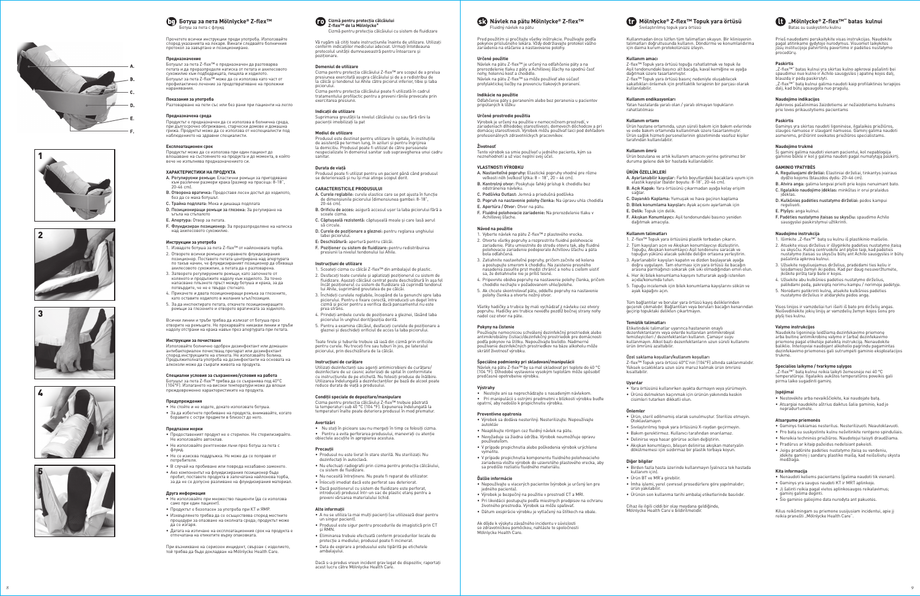# Ботуш за пета Mölnlycke® Z-flex™

Ботуш за пета с флуид

Прочетете всички инструкции преди употреба. Използвайте според указанията на лекаря. Винаги следвайте болничния протокол за завъртане и позициониране.

## Предназначение

Ботушът за пета Z-flex™ е предназначен да разтоварва петата и да преразпределя натиска от петата и ахилесовото сухожилие към подбедрицата, пищяла и ходилото. Ботушът за пета Z-flex™ може да се използва като част от профилактичното лечение за предотвратяване на пролежни наранявания.

## Показания за употреба

Разтоварване на пети със или без рани при пациенти на легло

## Предназначена среда

Продуктът е предназначен да се използва в болнична среда, при дългосрочно обгрижване, старчески домове и домашна грижа. Продуктът може да се използва от неспециалист под наблюдението на здравен специалист.

## Експлоатационен срок

Продуктът може да се използва при един пациент до влошаване на състоянието на продукта и до момента, в който вече не изпълнява предназначението си.

## ХАРАКТЕРИСТИКИ НА ПРОДУКТА

A. **Регулируеми ремъци:** Еластични ремъци за пригаждане към различни размери крака (размер на прасеца: 8–18", 20-46 cm).
B. **Отворена вратичка:** Предоставя лесен достъп до ходилото, без да се маха ботушът.
C. **Трайна подплата:** Мека и дишаща подплата
D. **Позициониращи ремъци за глезена:** За регулиране на ъгъла на стъпалото
E. **Апертура:** Отвор за петата.
F. **Флуидизиран позиционер:** За преразпределяне на натиска над ахилесовото сухожилие.

## Инструкции за употреба

1. Извадете ботуша за пета Z-flex™ от найлоновата торба.
2. Отворете всички ремъци и изравнете флуидизирания позиционер. Поставете петата центрирана над апертурата по такъв начин, че флуидизираният позиционер да обхваща ахилесовото сухожилие, а петата да е разтоварена.
3. Затворете регулируемите ремъци, като започнете от коляното и продължите надолу към ходилото. За точно напасване плъзнете пръст между ботуша и крака, за да потвърдите, че не е твърде стегнато.
4. Прикачете и двата позициониращи ремъка за глезена, като оставите ходилото в желания ъгъл/позиция.
5. За да инспектирате петата, откачете позициониращите ремъци за глезена и отворете вратичката за ходилото.

Всички линии и тръби трябва да излизат от ботуша през отворите на ремъците. Не прокарвайте никакви линии и тръби надолу отстрани на крака навън през апертурата при петата.

## Инструкции за почистване

Използвайте болнично одобрен дезинфектант или домашен антибактериален почистващ препарат или дезинфектант според инструкциите на етикета. Не използвайте белина. Продължителната употреба на дезинфектанти на основата на алкохоли може да съкрати живота на продукта.

## Специални условия за съхранение/условия на работа

Ботушът за пета Z-flex™ трябва да се съхранява под 40°C (104°F). Излагането на високи температури може да влоши преждевременно характеристиките на продукта.

## Предупреждения

- Не стойте и не ходете, докато използвате ботуша.
- За да избегнете пробиване на продукта, внимавайте, когато боравите с остри предмети в близост до него.

## Предпазни мерки

- Предоставеният продукт не е стерилен. Не стерилизирайте. Не използвайте автоклав.
- Не използвайте рентгенови лъчи през ботуш за пета с флуид.
- Не се изисква поддръжка. Не може да се поправя от потребителя.
- В случай на пробиване или повреда незабавно заменете.
- Ако компонентът на флуидизирания позициониращ бъде пробит, поставете продукта в запечатана найлонова торба, за да не се допусне разливане на флуидизирания материал.

## Друга информация

- Не използвайте при множество пациенти (да се използва само при един пациент).
- Продуктът е безопасен за употреба при КТ и ЯМР.
- Изхвърлянето трябва да се осъществява според местните процедури за опазване на околната среда; продуктът може да се изгаря.
- Датата на изтичане на експлоатационния срок на продукта е отпечатана на етикетите върху опаковката.

При възникване на сериозен инцидент, свързан с изделието, той трябва да бъде докладван на Mölnlycke Health Care.

# Cizmă pentru protecția călcâiului Z-flex™ de la Mölnlycke®

Cizmă pentru protecția călcâiului cu sistem de fluidizare

Vă rugăm să citiți toate instrucțiunile înainte de utilizare. Utilizați conform indicațiilor medicului adecvat. Urmați întotdeauna protocolul unității dumneavoastră pentru întoarcere și poziționare.

## Domeniul de utilizare

Cizma pentru protecția călcâiului Z-flex™ are scopul de a prelua presiunea exercitată asupra călcâiului și de a o redistribui de la călcâi și tendonul lui Ahile către picioruł inferior, tibie și laba piciorului.
Cizma pentru protecția călcâiului poate fi utilizată în cadrul tratamentului profilactic pentru a preveni rănile provocate prin exercitarea presiunii.

## Indicații de utilizare

Suprimarea greutății la nivelul călcâiului cu sau fără răni la pacienții imobilizați la pat

## Mediul de utilizare

Produsul este destinat pentru utilizare în spitale, în instituțiile de asistență pe termen lung, în aziluri și pentru îngrijirea la domiciliu. Produsul poate fi utilizat de către persoanele nespecializate în domeniul sanitar sub supravegherea unui cadru sanitar.

## Durata de viață

Produsul poate fi utilizat pentru un pacient până când produsul se deteriorează și nu își mai atinge scopul dorit.

## CARACTERISTICILE PRODUSULUI

A. **Curele reglabile:** curele elastice care se pot ajusta în funcție de dimensiunile piciorului (dimensiunea gambei: 8–18", 20-46 cm).
B. **Orificiu de acces:** asigură accesul ușor la laba piciorului fără a scoate cizma.
C. **Căptușeală rezistentă:** căptușeală moale și care lasă aerul să circule.
D. **Curele de poziționare a gleznei:** pentru reglarea unghiului labei piciorului.
E. **Deschizătură:** apertură pentru călcâi.
F. **Poziționer cu sistem de fluidizare:** pentru redistribuirea presiunii la nivelul tendonului lui Ahile.

## Instrucțiuni de utilizare

1. Scoateți cizma cu călcâi Z-flex™ din ambalajul de plastic.
2. Desfaceți toate curelele și aplatizați poziționerul cu sistem de fluidizare. Așezați călcâiul centrat peste deschizătură în așa fel încât poziționerul cu sistem de fluidizare să cuprindă tendonul lui Ahile, suprimând greutatea de pe călcâi.
3. Închideți curelele reglabile, începând de la genunchi spre laba piciorului. Pentru o fixare corectă, introduceți un deget între cizmă și picior pentru a verifica dacă pansamentul nu este prea strâns.
4. Prindeți ambele curele de poziționare a gleznei, lăsând laba piciorului în unghiul dorit/poziția dorită.
5. Pentru a examina călcâiul, desfaceți curelele de poziționare a gleznei și deschideți orificiul de acces la laba piciorului.

Toate firele și tuburile trebuie să iasă din cizmă prin orificiile pentru curele. Nu treceți fire sau tuburi în jos, pe lateralul piciorului, prin deschizătura de la călcâi.

## Instrucțiuni de curățare

Utilizați dezinfectanți sau agenți antimicrobieni de curățare/dezinfectare de uz casnic autorizați de spital în conformitate cu instrucțiunile de pe etichetă. Nu folosiți produse de înălbire. Utilizarea îndelungată a dezinfectanților pe bază de alcool poate reduce durata de viață a produsului.

## Condiții speciale de depozitare/manipulare

Cizma pentru protecția călcâiului Z-flex™ trebuie păstrată la temperaturi sub 40 °C (104 °F). Expunerea îndelungată la temperaturi înalte poate deteriora produsul în mod prematur.

## Avertizări

- Nu stați în picioare sau nu mergeți în timp ce folosiți cizma.
- Pentru a evita perforarea produsului, manevrați cu atenție obiectele ascuțite în apropierea acestuia.

## Precauții

- Produsul nu este livrat în stare sterilă. Nu sterilizați. Nu dezinfectați în autoclavă.
- Nu efectuați radiografii prin cizma pentru protecția călcâiului, cu sistem de fluidizare.
- Nu necesită întreținere. Nu poate fi reparat de utilizator.
- Înlocuiți imediat dacă este perforat sau deteriorat.
- Dacă poziționerul cu sistem de fluidizare este perforat, introduceți produsul într-un sac de plastic etanș pentru a preveni vărsarea materialului lichid.

## Alte informații

- A nu se utiliza la mai mulți pacienți (se utilizează doar pentru un singur pacient).
- Produsul este sigur pentru procedurile de imagistică prin CT și RMN.
- Eliminarea trebuie efectuată conform procedurilor locale de protecție a mediului; produsul poate fi incinerat.
- Data de expirare a produsului este tipărită pe etichetele ambalajului.

Dacă s-a produs vreun incident grav legat de dispozitiv, raportați acest lucru către Mölnlycke Health Care.

# Návlek na pätu Mölnlycke® Z-flex™

Fluidný návlek na pätu

Pred použitím si prečítajte všetky inštrukcie. Používajte podľa pokynov príslušného lekára. Vždy dodržiavajte protokol vášho zariadenia na otáčanie a nastavovanie polohy.

## Určené použitie

Návlek na pätu Z-flex™ je určený na odľahčenie päty a na prerozdelenie tlaku z päty a Achillovej šľachy na spodnú časť nohy, holennú kosť a chodidlo.
Návlek na pätu Z-flex™ sa môže používať ako súčasť profylaktickej liečby na prevenciu tlakových poranení.

## Indikácie na použitie

Odľahčenie päty s poranením alebo bez poranenia u pacientov pripútaných k lôžku

## Určené prostredie použitia

Výrobok je určený na použitie v nemocničnom prostredí, v zariadeniach dlhodobej starostlivosti, domovoch dôchodcov a pri domácej starostlivosti. Výrobok môžu používať laici pod dohľadom profesionálnych zdravotníckych pracovníkov.

## Životnosť

Tento výrobok sa smie používať u jedného pacienta, kým sa neznehodnotí a už viac neplní svoj účel.

## VLASTNOSTI VÝROBKU

A. **Nastaviteľné popruhy:** Elastické popruhy vhodné pre rôzne veľkosti nôh (veľkosť lýtka: 8 – 18", 20 – 46 cm).
B. **Kontrolný otvor:** Poskytuje ľahký prístup k chodidlu bez odstránenia návleku.
C. **Podšívka Outlast:** Jemná a priedušná podšívka
D. **Popruh na nastavenie polohy členka:** Na úpravu uhla chodidla
E. **Apertúra / Otvor:** Otvor na pätu.
F. **Fluidné polohovacie zariadenie:** Na prerozdelenie tlaku v Achillovej šľache.

## Návod na použitie

1. Vyberte návlek na pätu Z-flex™ z plastového vrecka.
2. Otvorte všetky popruhy a rozprestrite fluidné polohovacie zariadenie. Pätu umiestnite do stredu otvoru tak, aby fluidné polohovacie zariadenie podopieralo Achillovu šľachu a päta bola odľahčená.
3. Zatiahnite nastaviteľné popruhy, pričom začnite od kolena a postupujte smerom k chodidlu. Na zaistenie presného nasadenia zasuňte prst medzi chránič a nohu s cieľom uistiť sa, že dotiahnutie nie je príliš tesné.
4. Pripevnite obidva popruhy na nastavenie polohy členka, pričom chodidlo nechajte v požadovanom uhle/polohe.
5. Ak chcete skontrolovať pätu, odďeľte popruhy na nastavenie polohy členka a otvorte nožný otvor.

Všetky hadičky a trubice by mali vychádzať z návleku cez otvory popruhu. Hadičky ani trubice neveďte popdĺž bočnej strany nohy nadol cez otvor na päte.

## Pokyny na čistenie

Používajte nemocnicou schválený dezinfekčný prostriedok alebo antimikrobiálny čistiaci/dezinfekčný prostriedok pre domácnosti podľa pokynov na štítku. Nepoužívajte bielidlo. Nadmerné používanie dezinfekčných prostriedkov na báze alkoholu môže skrátiť životnosť výrobku.

## Špeciálne podmienky pri skladovaní/manipulácii

Návlek na pätu Z-flex™ by sa mal skladovať pri teplote do 40 °C (104 °F). Dlhodobé vystavenie vysokým teplotám môže spôsobiť predčasné opotrebenie výrobku.

## Výstrahy

- Nestojte ani sa neprechádzajte s nasadeným návlekom.
- Pri manipulácii s ostrými predmetmi v blízkosti výrobku buďte opatrní, aby nedošlo k prepichnutiu výrobku.

## Preventívne opatrenia

- Výrobok sa dodáva nesterilný. Nesterilizujte. Nepoužívajte autokláv.
- Neaplikujte röntgen cez fluidný návlek na pätu.
- Nevyžaduje sa žiadna údržba. Výrobok neumožňuje opravu používateľom.
- V prípade prepichnutia alebo poškodenia výrobok vyčistite vymeňte.
- V prípade prepichnutia komponentu fluidného polohovacieho zariadenia vložte výrobok do uzavretého plastového vrecka, aby sa predišlo rozliatiu fluidného materiálu.

## Ďalšie informácie

- Nepoužívajte u viacerých pacientov (výrobok je určený len pre jedného pacienta).
- Výrobok je bezpečný na použitie v prostredí CT a MRI.
- Pri likvidácii postupujte podľa miestnych predpisov na ochranu životného prostredia. Výrobok sa môže spaľovať.
- Dátum exspirácie výrobku je vytlačený na štítkoch na obale.

Ak dôjde k výskytu závažného incidentu v súvislosti so zdravotníckou pomôckou, nahláste to spoločnosti Mölnlycke Health Care.

# Mölnlycke® Z-Flex™ Topuk yara örtüsü

Sıvılaştırılmış topuk yara örtüsü

Kullanmadan önce lütfen tüm talimatları okuyun. Bir klinisyenin talimatları doğrultusunda kullanın. Döndürme ve konumlandırma için daima kurum protokolünüzü izleyin.

## Kullanım amacı

Z-Flex™ Topuk yara örtüsü topuğu rahatlatmak ve topuk ile Aşil tendonundaki basıncı alt bacağa, kaval kemiğine ve ayağa dağıtmak üzere tasarlanmıştır.
Z-Flex™ Topuk yara örtüsü basınç nedeniyle oluşabilecek sakatlıkları önlemek için profilaktik terapinin bir parçası olarak kullanılabilir.

## Kullanım endikasyonları

Yatan hastalarda yaralı olan / yaralı olmayan topukların rahatlatılması

## Kullanım ortamı

Ürün hastane ortamında, uzun süreli bakım için bakım evlerinde ve evde bakım ortamında kullanılmak üzere tasarlanmıştır. Ürün sağlık hizmeti personellerinin gözetiminde vasıfsız kişiler tarafından kullanılabilir.

## Kullanım ömrü

Ürün bozulana ve artık kullanım amacını yerine getiremez bir duruma gelene dek bir hastada kullanılabilir.

## ÜRÜN ÖZELLİKLERİ

A. **Ayarlanabilir kayışlar:** Farklı boyutlardaki bacaklara uyum için elastik kayışlar (baldır boyutu: 8-18", 20-46 cm).
B. **Açık Kapak:** Yara örtüsünü çıkarmadan ayağa kolay erişim sağlar.
C. **Dayanıklı Kaplama:** Yumuşak ve hava geçiren kaplama
D. **Bilek konumlama kayışları:** Ayak açısını ayarlamak için
E. **Delik:** Topuk için delik.
F. **Akışkan Konumlayıcı:** Aşil tendonundaki basıncı yeniden dağıtmak amacıyla.

## Kullanım talimatları

1. Z-Flex™ Topuk yara örtüsünü plastik torbadan çıkarın.
2. Tüm kayışları açın ve Akışkan konumlayıcıyı düzleştirin. Topuğu, Akışkan konumlayıcı Aşil tendonunu saracak ve topuğun yükünü alacak şekilde deliğin ortasına yerleştirin.
3. Ayarlanabilir kayışları kapatın ve dizden başlayarak ayağa doğru uygulayın. Tam oturması için yara örtüsü ile bacağın arasına parmağınızı sokarak çok sıkı olmadığından emin olun.
4. Her iki bilek konumlama kayışını tutturarak ayağı istenilen açıda/konumda tutun.
5. Topuğu incelemek için bilek konumlama kayışlarını sökün ve ayak kapağını açın.

Tüm bağlantılar ve borular yara örtüsü kayış deliklerinden geçerek çıkmalıdır. Bağlantıları veya boruları bacağın kenarından geçirip topuktaki delikten çıkartmayın.

## Temizlik talimatları

Etiketindeki talimatlar uyarınca hastanenin onaylı dezenfektanlarını veya evlerde kullanılan antimikrobiyal temizleyicileri / dezenfektanları kullanın. Çamaşır suyu kullanmayın. Alkol bazlı dezenfektanların uzun süreli kullanımı ürün ömrünü azaltabilir.

## Özel saklama koşulları/kullanım koşulları

Z-Flex™ Topuk yara örtüsü 40°C'nin (104°F) altında saklanmalıdır. Yüksek sıcaklıklara uzun süre maruz kalmak ürün ömrünü kısaltabilir.

## Uyarılar

- Yara örtüsünü kullanırken ayakta durmayın veya yürümeyin.
- Ürünü delmeden kaçınmak için ürünün yakınında keskin cisimleri tutarken dikkatli olun.

## Önlemler

- Ürün, steril edilmemiş olarak sunulmuştur. Sterilize etmeyin. Otoklavlamayın.
- Sıvılaştırılmış topuk yara örtüsünü X-raydan geçirmeyin.
- Bakım gerektirmez. Kullanıcı tarafından onarılamaz.
- Delinirse veya hasar görürse acilen değiştirin.
- Akışkan konumlayıcı, bileşen delinirse akışkan materyalin dökülmemesi için sızdırmaz bir plastik torbaya koyun.

## Diğer bilgiler

- Birden fazla hasta üzerinde kullanmayın (yalnızca tek hastada kullanım için).
- Ürün BT ve MR'a girebilir.
- İmha işlemi, yerel çevresel prosedürlere göre yapılmalıdır; ürün yakılabilir.
- Ürünün son kullanma tarihi ambalaj etiketlerinde basılıdır.

Cihaz ile ilgili ciddi bir olay meydana geldiğinde, Mölnlycke Health Care'e bildirilmelidir.

# „Mölnlycke® Z-flex™" batas kulnui

Batas su suskystintu kulnu

Prieš naudodami perskaitykite visas instrukcijas. Naudokite pagal atitinkamo gydytojo nurodymus. Visuomet laikykitės jūsų institucijoje patvirtinto pacientų pavertimo ir padėties nustatymo procedūrų.

## Paskirtis

„Z-flex™" batas kulnui yra skirtas kulno apkrovai pašalinti bei spaudimui nuo kulno ir Achilo sausgyslės į apatinę kojos dalį, blauzdą ir pėdą paskirstyti.
„Z-flex™" batą kulnui galima naudoti kaip profilaktinės terapijos dalį, kad būtų apsaugota nuo pragulų.

## Naudojimo indikacijos

Apkrovos pašalinimas žaizdotiems ar nežaizdotiems kulnams prie lovos prikaustytiems pacientams

## Paskirtis

Gaminys yra skirtas naudoti ligoninėse, ilgalaikės priežiūros, slaugos namuose ir slaugant namuose. Gaminį galima naudoti asmenims, prižiūrint sveikatos priežiūros specialistams.

## Naudojimo trukmė

Šį gaminį galima naudoti vienam pacientui, kol nepablogėja gaminio būklė ir kol jį galima naudoti pagal numatytąją paskirtį.

## GAMINIO YPATYBĖS

A. **Reguliuojami dirželiai:** Elastiniai dirželiai, tinkantys įvairaus dydžio kojoms (blauzdos dydis: 20–46 cm).
B. **Atvira anga:** galima lengvai prieiti prie kojos nenuimant bato.
C. **Ilgalaikio naudojimo įdėklas:** minkštas ir orui pralaidus įdėklas.
D. **Kulkšnies padėties nustatymo dirželiai:** pėdos kampui reguliuoti.
E. **Plyšys:** anga kulnui.
F. **Padėties nustatymo įtaisas su skysčiu:** spaudimo Achilo sausgyslei paskirstymui užtikrinti.

## Naudojimo instrukcija

1. Išimkite „Z-flex™" batą su kulnu iš plastikinio maišelio.
2. Atsekite visus dirželius ir išlyginkite padėties nustatymo įtaisą su skysčiu. Kulną centruokite ant plyšio taip, kad padėties nustatymo įtaisas su skysčiu būtų ant Achilo sausgyslės ir būtų pašalinta apkrova kulnui.
3. Užsekite reguliuojamus dirželius, pradėdami ties keliu ir leisdamiesi žemyn iki pėdos. Kad per daug nesuveržtumėte, įkiškite pirštą tarp bato ir kojos.
4. Užsekite abu kulkšnies padėties nustatymo dirželius, palikdami pėdą, pakreiptą norimu kampu / norimoje padėtyje.
5. Norėdami patikrinti kulną, atsekite kulkšnies padėties nustatymo dirželius ir atidarykite pėdos angą.

Visos linijos ir vamzdeliai turi išeiti iš bato pro dirželių angas. Neišveskite jokių linijų ar vamzdelių žemyn kojos šonu pro plyšį ties kulnu.

## Valymo instrukcijos

Naudokite ligoninėje leidžiamą dezinfekavimo priemonę arba buitinę antimikrobinę valymo ir (arba) dezinfekavimo priemonę pagal etiketėje pateiktą instrukciją. Nenaudokite baliklio. Intensyviai naudojant alkoholio pagrindu pagamintas dezinfekavimo priemones gali sutrumpėti gaminio eksploatacijos trukmė.

## Specialios laikymo / tvarkymo sąlygos

„Z-flex™" batą kulnui reikia laikyti žemesnėje nei 40 °C temperatūroje. Ilgalaikis aukštos temperatūros poveikis gali pirma laiko sugadinti gaminį.

## Įspėjimai

- Nestovėkite arba nevaikščiokite, kai naudojate batą.
- Atsargiai naudokite aštrius daiktus šalia gaminio, kad jo nepradurtumėte.

## Atsargumo priemonės

- Gaminys tiekiamas nesterilus. Nesterilizuoti. Neautoklavuoti.
- Pro batą su suskystintu kulnu nešvitinkite rentgeno spinduliais.
- Nereikia techninės priežiūros. Naudotojui taisyti draudžiama.
- Pradūrus ar kitaip pažeidus nedelsiant pakeisti.
- Jeigu pradūrėte padėties nustatymo įtaisą su vandeniu, įdėkite gaminį į sandarų plastiko maišą, kad neišsilietų skysta medžiaga.

## Kita informacija

- Nenaudoti keliems pacientams (galima naudoti tik vienam).
- Gaminys yra saugus naudoti KT ir MRT aplinkoje.
- Jį šalinti reikia pagal vietos aplinkosaugos reikalavimus; gaminį galima deginti.
- Šio gaminio galiojimo data nurodyta ant pakuotės.

Kilus reikšmingam su priemone susijusiam incidentui, apie jį reikia pranešti „Mölnlycke Health Care".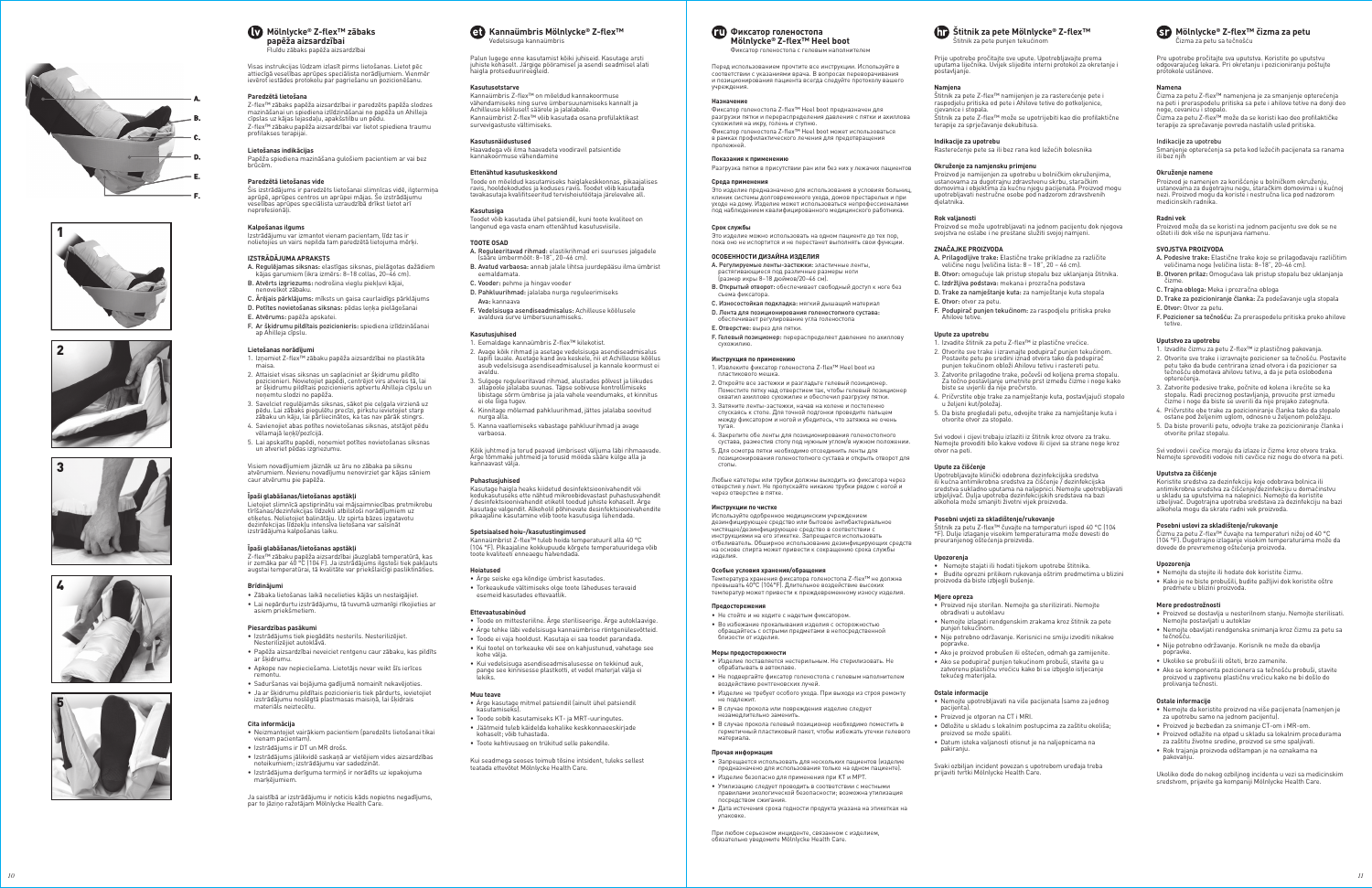# lv Mölnlycke® Z-flex™ zābaks papēža aizsardzībai

Fluīdu zābaks papēža aizsardzībai

Visas instrukcijas lūdzam izlasīt pirms lietošanas. Lietot pēc attiecīgā veselības aprūpes speciālista norādījumiem. Vienmēr ievērot iestādes protokolu par pagriešanu un pozicionēšanu.

### Paredzētā lietošana

Z-flex™ zābaks papēža aizsardzībai ir paredzēts papēža slodzes mazināšanai un spiediena izlīdzināšanai no papēža un Ahilleja cīpslas uz kājas lejasdaļu, apakšstilbu un pēdu.
Z-flex™ zābaks papēža aizsardzībai var tiktot spiediena traumu profilakses terapijai.

### Lietošanas indikācijas

Papēža spiediena mazināšana guļošiem pacientiem ar vai bez brūcēm.

### Paredzētā lietošanas vide

Šis izstrādājums ir paredzēts lietošanai slimnīcas vidē, ilgtermiņa aprūpē, aprūpes centros un aprūpei mājās. So izstrādājumu veselības aprūpes speciālista uzraudzībā drīkst lietot arī neprofesionāļi.

### Kalpošanas ilgums

Izstrādājumu var izmantot vienam pacientam, līdz tas ir nolietojies un vairs nepilda tam paredzētā lietojuma mērķi.

### IZSTRĀDĀJUMA APRAKSTS

- **A. Regulējamas siksnas:** elastīgas siksnas, pielāgotas dažādiem kājas garumiem (ikra izmērs: 8–18 collas, 20–46 cm).
- **B. Atvērts izgriezums:** nodrošina viegļu piekļuvi kājai, nenoveikot zābaku.
- **C. Ārējais pārklājums:** mīksts un gaisa caurlaidīgs pārklājums
- **D. Potītes novietošanas siksnas:** pēdas leņķa pielāgošanai
- **E. Atvērums:** papēža apskatei.
- **F. Ar šķidrumu pildītais pozicionieris:** spiediena izlīdzināšanai ap Ahilleja cīpslu.

### Lietošanas norādījumi

1. Izņemiet Z-flex™ zābaku papēža aizsardzībai no plastikāta maisa.
2. Attaisiet visas siksnas un saplaciniet ar šķidrumu pildīto pozicionieri. Novietojiet papēdi, centrējot virs atveres tā, lai ar šķidrumu pildītais pozicionieris aptvertu Ahilleja cīpslu un noņemtu slodzi no papēža.
3. Savelciet regulējamās siksnas, sākot pie ceļgala virzienā uz pēdu. Lai zābaks piegulētu precīzi, pirkstu ievietojiet starp zābaku un kāju, lai pārliecinātos, ka tas nav pārāk stingrs.
4. Savienojiet abas potītes novietošanas siksnas, atstājot pēdu vēlamajā leņķī/pozīcijā.
5. Lai apskatītu papēdi, noņemiet potītes novietošanas siksnas un atveriet pēdas izgriezumu.

Visiem novadījumiem jāiznāk uz āru no zābaka pa siksnu atvērumiem. Nevienu novadījumu nenovietojiet gar kājas sāniem caur atvērumu pie papēža.

### Īpaši glabāšanas/lietošanas apstākļi

Lietojiet slimnīcā apstiprinātu vai mājsaimniecības pretmikrobu tīrīšanas/dezinfekcijas līdzekli atbilstoši norādījumiem uz etiķetes. Nelietojiet balinātāju. Uz spirta bāzes izgatavotu dezinfekcijas līdzekļu intensīva lietošana var saīsināt izstrādājuma kalpošanas laiku.

### Īpaši glabāšanas/lietošanas apstākļi

Z-flex™ zābaku papēža aizsardzībai jāuzglabā temperatūrā, kas ir zemāka par 40 °C (104 °F). Ja izstrādājums ilgstoši tiek pakļauts augstai temperatūrai, tā kvalitāte var priekšlaicīgi pasliktināties.

### Brīdinājumi

- Zābaka lietošanas laikā necelieties kājās un nestaigājiet.
- Lai nepārdurtu izstrādājumu, tā tuvumā uzmanīgi rīkojieties ar asiem priekšmetiem.

### Piesardzības pasākumi

- Izstrādājums tiek piegādāts nesterils. Nesterilizējiet. Nesterilizējiet autoklāvā.
- Papēža aizsardzībai neveiciet rentgenu caur zābaku, kas pildīts ar šķidrumu.
- Apkope nav nepieciešama. Lietotājs nevar veikt šīs ierīces remontu.
- Sadursanas vai bojājuma gadījumā nomainīt nekavējoties.
- Ja ar šķidrumu pildītais pozicionieris tiek pārdurts, ievietojiet izstrādājumu noslēgtā plastmasas maisiņā, lai šķidrais materiāls neizteciu.

### Cita informācija

- Neizmantojiet vairākiem pacientiem (paredzēts lietošanai tikai vienam pacientam).
- Izstrādājums ir DT un MR drošs.
- Izstrādājums jālikvidē saskaņā ar vietējiem vides aizsardzības noteikumiem; izstrādājumu var sadedzināt.
- Izstrādājuma derīguma termiņš ir norādīts uz iepakojuma marķējumiem.

Ja saistībā ar izstrādājumu ir noticis kāds nopietns negadījums, par to jāziņo ražotājam Mölnlycke Health Care.

# et Kannaäimbris Mölnlycke® Z-flex™

Vedelsisuga kannaäimbris

Palun lugege enne kasutamist kõiki juhiseid. Kasutage arsti juhiste kohaselt. Järgige pööramisel ja asendi seadmisel alati haigla protseduurireegleid.

### Kasutusotstarve

Kannaäimbris Z-flex™ on mõeldud kannakoormuse vähendamiseks ning surve ümbersuunamiseks kannalt ja Achilleuse kõõluselt säärele ja jalalabale.
Kannaäimbrist Z-flex™ võib kasutada osana profülaktikast survevigastuste vältimiseks.

### Kasutusnäidustused

Haavadega või ilma haavadeta voodiravil patsientide kannakoormuse vähendamine

### Ettenähtud kasutuskeskkond

Toode on mõeldud kasutamiseks haiglakeskkonnas, pikaajalises ravis, hooldekodudes ja koduses ravis. Toodet võib kasutada tavakasutaja kvalifitseeritud tervishoiutöötaja järelevalve all.

### Kasutusiga

Toodet võib kasutada ühel patsiendil, kuni toote kvaliteet on langenud ega vasta enam ettenähtud kasutusviisile.

### TOOTE OSAD

- **A. Reguleeritavad rihmad:** elastikrihmad eri suuruses jalgadele (sääre ümbermõõt: 8–18", 20–46 cm).
- **B. Avatud varbaosa:** annab jalale lihtsa juurdepääsu ilma ümbrist eemaldamata.
- **C. Vooder:** pehme ja hingav vooder
- **D. Pahkluurihmad:** jalalaba nurga reguleerimiseks
  **Ava:** kannaava
- **F. Vedelsisuga asendiseadmisalus:** Achilleuse kõõlusele avalduva surve ümbersuunamiseks.

### Kasutusjuhised

1. Eemaldage kannaäimbris Z-flex™ kilekotist.
2. Avage kõik rihmad ja asetage vedelsisuga asendiseadmisalus lapiti lauale. Asetage kand ava keskele, nii et Achilleuse kõõlus asub vedelsisuga asendiseadmisaluse ja kannale koormust ei avaldu.
3. Sulgege reguleeritavad rihmad, alustades põlvest ja liikudes allapoole jalalaba suunas. Täpse sobivuse kontrollimiseks libistage sõrm ümbrise ja jala vahele veendumaks, et kinnitus ei ole liiga tugev.
4. Kinnitage mõlemad pahkluurihmad, jättes jalalaba soovitud nurga alla.
5. Kanna vaatlemiseks vabastage pahkluurihmad ja avage varbaosa.

Kõik juhtmed ja torud peavad ümbrisest väljuma läbi rihmaavade. Ärge tõmmake juhtmeid ja torusid mööda sääre külge alla ja kannaavast välja.

### Puhastusjuhised

Kasutage haigla heaks kiidetud desinfektsioonivahendit või kodukasutuseks ette nähtud mikroobivastast puhastusvahendit / desinfektsioonivahendit etiketil toodud juhiste kohaselt. Ärge kasutage valgendit. Alkoholil põhinevate desinfektsioonivahendite pikaajaline kasutamine võib toote kasutusiga lühendada.

### Spetsiaalsed hoiu-/kasutustingimused

Kannaäimbrit Z-flex™ tuleb hoida temperatuuril alla 40 °C (104 °F). Pikaajaline kokkupuude kõrgete temperatuuridega võib toote kvaliteeti enneaegu halvendada.

### Hoiatused

- Ärge seiske ega kõndige ümbrist kasutades.
- Torkeaukude vältimiseks olge toote läheduses teravaid esemeid kasutades ettevaatlik.

### Ettevaatusabinõud

- Toode on mittesteriilne. Ärge steriliseerige. Ärge autoklaavige.
- Ärge tehke läbi vedelsisuga kannaümbrise röntgenülesvõtteid.
- Toode ei vaja hooldust. Kasutaja ei saa toodet parandada.
- Kui tootel on torkeauke või see on kahjustunud, vahetage see kohe välja.
- Kui vedelsisuga asendiseadmisalusesse on tekkinud auk, pange see kinnisesse plastkotti, et vedel materjal välja ei lekiks.

### Muu teave

- Ärge kasutage mitmel patsiendil (ainult ühel patsiendil kasutamiseks).
- Toode sobib kasutamiseks KT- ja MRT-uuringutes.
- Jäätmeid tuleb käidelda kohalike keskkonnaeeskirjade kohaselt; võib tuhastada.
- Toote kehtivusaeg on trükitud selle pakendile.

Kui seadmega seoses toimub tõsine intsident, tuleks sellest teatada ettevõtet Mölnlycke Health Care.

# ru Фиксатор голеностопа Mölnlycke® Z-flex™ Heel boot

Фиксатор голеностопа с гелевым наполнителем

Перед использованием прочтите все инструкции. Используйте в соответствии с указаниями врача. В вопросах переворачивания и позиционирования пациента всегда следуйте протоколу вашего учреждения.

### Назначение

Фиксатор голеностопа Z-flex™ Heel boot предназначен для разгрузки пятки и перераспределения давления с пятки и ахиллова сухожилия на ногу, голень и стопу.
Фиксатор голеностопа Z-flex™ Heel boot может использоваться в рамках профилактического лечения для предотвращения пролежней.

### Показания к применению

Разгрузка пятки в присутствии ран или без них у лежачих пациентов

### Среда применения

Это изделие предназначено для использования в условиях больниц, клиник системы долговременного ухода, домов престарелых и при уходе на дому. Изделие может использоваться непрофессионалами под наблюдением квалифицированного медицинского работника.

### Срок службы

Это изделие можно использовать на одном пациенте до тех пор, пока оно не износится и не перестанет выполнять свои функции.

### ОСОБЕННОСТИ ДИЗАЙНА ИЗДЕЛИЯ

- **A. Регулируемые ленты-застежки:** эластичные ленты, растягивающиеся под различные размеры ноги (размер икры 8–18 дюймов/20–46 см).
- **B. Открытый отворот:** обеспечивает свободный доступ к ноге без съема фиксатора.
- **C. Износостойкая подкладка:** мягкий дышащий материал
- **D. Ленты для позиционирования голеностопного сустава:** обеспечивают регулирование угла голеностопа
- **E. Отверстие:** вырез для пятки.
- **F. Гелевый позиционер:** перераспределяет давление по ахиллову сухожилию.

### Инструкция по применению

1. Извлеките фиксатор голеностопа Z-flex™ Heel boot из пластикового мешка.
2. Откройте все застежки и разгладьте гелевый позиционер. Поместите пятку над отверстием так, чтобы гелевый позиционер охватил ахиллово сухожилие и обеспечил разгрузку пятки.
3. Затяните ленты-застежки, начав на колене и постепенно спускаясь к стопе. Для точной подгонки проведите пальцем между фиксатором и ногой и убедитесь, что затяжка не очень тугая.
4. Закрепите обе ленты для позиционирования голеностопного сустава, разместив стопу под нужным углом/в нужном положении.
5. Для осмотра пятки необходимо отсоединить ленты для позиционирования голеностопного сустава и открыть отворот для стопы.

Любые катетеры или трубки должны выходить из фиксатора через отверстия у лент. Не пропускайте никакие трубки рядом с ногой и через отверстие в пятке.

### Инструкции по чистке

Используйте одобренное медицинским учреждением дезинфицирующее средство или бытовое антибактериальное чистящее/дезинфицирующее средство в соответствии с инструкциями на его этикетке. Запрещается использовать отбеливатель. Обширное использование дезинфицирующих средств на основе спирта может привести к сокращению срока службы изделия.

### Особые условия хранения/обращения

Температура хранения фиксатора голеностопа Z-flex™ не должна превышать 40°C (104°F). Длительное воздействие высоких температур может привести к преждевременному износу изделия.

### Предостережения

- Не стойте и не ходите с надетым фиксатором.
- Во избежание прокалывания изделия с осторожностью обращайтесь с острыми предметами в непосредственной близости от изделия.

### Меры предосторожности

- Изделие поставляется нестерильным. Не стерилизовать. Не обрабатывать в автоклаве.
- Не подвергайте фиксатор голеностопа с гелевым наполнителем воздействию рентгеновских лучей.
- Изделие не требует особого ухода. При выходе из строя ремонту не подлежит.
- В случае прокола или повреждения изделие следует незамедлительно заменить.
- В случае прокола гелевый позиционер необходимо поместить в герметичный пластиковый пакет, чтобы избежать утечки гелевого материала.

### Прочая информация

- Запрещается использовать для нескольких пациентов (изделие предназначено для использования только на одном пациенте).
- Изделие безопасно для применения при КТ и МРТ.
- Утилизацию следует проводить в соответствии с местными правилами экологической безопасности; возможна утилизация посредством сжигания.
- Дата истечения срока годности продукта указана на этикетке на упаковке.

При любом серьезном инциденте, связанном с изделием, обязательно уведомите Mölnlycke Health Care.

# hr Štitnik za pete Mölnlycke® Z-flex™

Štitnik za pete punjen tekućinom

Prije upotrebe pročitajte sve upute. Upotrebljavajte prema uputama liječnika. Uvijek slijedite interni protokol za okretanje i postavljanje.

### Namjena

Štitnik za pete Z-flex™ namijenjen je za rasterećenje pete i raspodjelu pritiska od pete i Ahilove tetive do potkoljenice, cjevanice i stopala.
Štitnik za pete Z-flex™ može se upotrijebiti kao dio profilaktičke terapije za sprječavanje dekubitusa.

### Indikacije za upotrebu

Rasterećenje pete sa ili bez rana kod ležećih bolesnika

### Okruženje za namjensku primjenu

Proizvod je namijenjen za upotrebu u bolničkim okruženjima, ustanovama za dugotrajnu zdravstvenu skrbu, staračkim domovima i objektima za kućnu njegu pacijenata. Proizvod mogu upotrebljavati nestručne osobe pod nadzorom zdravstvenih djelatnika.

### Rok valjanosti

Proizvod se može upotrebljavati na jednom pacijentu dok njegova svojstva ne oslabe i ne prestane služiti svojoj namjeni.

### ZNAČAJKE PROIZVODA

- **A. Prilagodljive trake:** Elastične trake prikladne za različite veličine nogu (veličina listova: 8 – 18", 20 – 46 cm).
- **B. Otvor:** omogućuje lak pristup stopalu bez uklanjanja štitnika.
- **C. Izdržljiva podstava:** mekana i prozračna podstava
- **D. Trake za namještanje kuta:** za namještanje kuta stopala
- **E. Otvor:** otvor za petu.
- **F. Podupirač punjen tekućinom:** za raspodjelu pritiska preko Ahilove tetive.

### Upute za upotrebu

1. Izvadite štitnik za petu Z-flex™ iz plastične vrećice.
2. Otvorite sve trake i izravnajte podupirač punjen tekućinom. Postavite petu po sredini iznad otvora tako da podupirač punjen tekućinom obloži Ahilovu tetivu i rastereti petu.
3. Zatvorite prilagodne trake, počevši od koljena prema stopalu. Za točno postavljanje umetnite prst između čizme i noge kako biste se uvjerili da nije pričvrsto.
4. Pričvrstite obje trake za namještanje kuta, postavljajući stopalo u željeni kut/položaj.
5. Da biste pregledali petu, odvojite trake za namještanje kuta i otvorite otvor za stopalo.

Svi vodovi i cijevi trebaju izlaziti iz štitnik kroz otvore za traku. Nemojte provoditi bilo kakve vodove ili cijevi sa strane noge kroz otvor na peti.

### Upute za čišćenje

Upotrebljavajte kliničko odobrena dezinfekcijska sredstva ili kućna antimikrobna sredstva za čišćenje / dezinfekcijska sredstva sukladno uputama na naljepnici. Nemojte upotrebljavati izbjeljivač. Duža upotreba dezinfekcijskih sredstava na bazi alkohola može smanjiti životni vijek proizvoda.

### Posebni uvjeti za skladištenje/rukovanje

Štitnik za petu Z-flex™ čuvajte na temperaturi ispod 40 °C (104 °F). Dulje izlaganje visokim temperaturama može dovesti do preuranjenog oštećenja proizvoda.

### Upozorenja

- Nemojte stajati ili hodati tijekom upotrebe štitnika.
- Budite oprezni prilikom rukovanja oštrim predmetima u blizini proizvoda da biste izbjegli bušenje.

### Mjere opreza

- Proizvod nije sterilan. Nemojte ga sterilizirati. Nemojte obrađivati u autoklavu
- Nemojte izlagati rendgenskim zrakama kroz štitnik za pete punjen tekućinom.
- Nije potrebno održavanje. Korisnici ne smiju izvoditi nikakve popravke.
- Ako je proizvod probušen ili oštećen, odmah ga zamijenite.
- Ako se podupirač punjen tekućinom probuši, stavite ga u zatvorenu plastičnu vrećicu kako bi se izbjeglo istjecanje tekućeg materijala.

### Ostale informacije

- Nemojte upotrebljavati na više pacijenata (samo za jednog pacijenta).
- Proizvod je otporan na CT i MRI.
- Odložite u skladu s lokalnim postupcima za zaštitu okoliša; proizvod se može spaliti.
- Datum isteka valjanosti otisnut je na naljepnicama na pakiranju.

Svaki ozbiljan incident povezan s upotrebom uređaja treba prijaviti tvrtki Mölnlycke Health Care.

# sr Mölnlycke® Z-flex™ čizma za petu

Čizma za petu sa tečnošću

Pre upotrebe pročitajte sva uputstva. Koristite po uputstvu odgovarajućeg lekara. Pri okretanju i pozicioniranju poštujte protokole ustanove.

### Namena

Čizma za petu Z-flex™ namenjena je za smanjenje opterećenja na peti i preraspodelu pritiska sa pete i ahilove tetive na donji deo noge, cevanicu i stopalo.
Čizma za petu Z-flex™ može da se koristi kao deo profilaktičke terapije za sprečavanje povreda nastalih usled pritiska.

### Indikacije za upotrebu

Smanjenje opterećenja sa peta kod ležećih pacijenata sa ranama ili bez njih

### Okruženje namene

Proizvod je namenjen za korišćenje u bolničkom okruženju, ustanovama za dugotrajnu negu, staračkim domovima i u kućnoj nezi. Proizvod mogu da koriste i nestručna lica pod nadzorom medicinskih radnika.

### Radni vek

Proizvod može da se koristi na jednom pacijentu sve dok se ne ošteti ili dok više ne ispunjava namenu.

### SVOJSTVA PROIZVODA

- **A. Podesive trake:** Elastične trake koje se prilagođavaju različitim veličinama noge (veličina lista: 8–18", 20–46 cm).
- **B. Otvoren prilaz:** Omogućava lak pristup stopalu bez uklanjanja čizme.
- **C. Trajna obloga:** Meka i prozračna obloga
- **D. Trake za pozicioniranje članka:** Za podešavanje ugla stopala
- **E. Otvor:** Otvor za petu.
- **F. Pozicioner sa tečnošću:** Za preraspodelu pritiska preko ahilove tetive.

### Uputstvo za upotrebu

1. Izvadite čizmu za petu Z-flex™ iz plastičnog pakovanja.
2. Otvorite sve trake i izravnajte pozicioner sa tečnošću. Postavite petu tako da bude centrirana iznad otvora i da pozicioner sa tečnošću obmotava ahilovu tetivu, a da je peta oslobođena opterećenja.
3. Zatvorite podesive trake, počevši od kolena i krećite se ka stopalu. Radi preciznog postavljanja, provucite prst između čizme i noge da biste se uverili da nije previše zategnuta.
4. Pričvrstite obe trake za pozicioniranje članka tako da stopalo ostane pod željenim uglom, odnosno u željenom položaju.
5. Da biste proverili petu, odvojite trake za pozicioniranje članka i otvorite prilaz stopalu.

Svi vodovi i cevčice moraju da izlaze iz čizme kroz otvore traka. Nemojte sprovoditi vodove niti cevčice niz nogu do otvora na peti.

### Uputstva za čišćenje

Koristite sredstva za dezinfekciju koje odobrava bolnica ili antimikrobna sredstva za čišćenje/dezinfekciju u domaćinstvu u skladu sa uputstvima na nalepnici. Nemojte da koristite izbeljivač. Dugotrajna upotreba sredstava za dezinfekciju na bazi alkohola mogu da skrate radni vek proizvoda.

### Posebni uslovi za skladištenje/rukovanje

Čizma za petu Z-flex™ čuvajte na temperaturi nižoj od 40 °C (104 °F). Dugotrajno izlaganje visokim temperaturama može da dovede do prevremenog oštećenja proizvoda.

### Upozorenja

- Nemojte da stojite ili hodate dok koristite čizmu.
- Kako je ne biste probušili, budite pažljivi dok koristite oštre predmete u blizini proizvoda.

### Mere predostrožnosti

- Proizvod se dostavlja u nesterilnom stanju. Nemojte sterilisati. Nemojte postavljati u autoklav
- Nemojte obavljati rendgensko snimanja kroz čizmu za petu sa tečnošću.
- Nije potrebno održavanje. Korisnik ne može da obavlja popravke.
- Ukoliko se probuši ili ošteti, brzo zamenite.
- Ako se komponenta pozicionera sa tečnošću probuši, stavite proizvod u zaptivenu plastičnu vrećicu kako ne bi došlo do prolivanja tečnosti.

### Ostale informacije

- Nemojte da koristite proizvod na više pacijenata (namenjen je za upotrebu samo na jednom pacijentu).
- Proizvod je bezbedan za snimanje CT-om i MR-om.
- Proizvod odlažite na otpad u skladu sa lokalnim procedurama za zaštitu životne sredine; proizvod se sme spaljivati.
- Rok trajanja proizvoda odštampan je na oznakama na pakovanju.

Ukoliko dođe do nekog ozbiljnog incidenta u vezi sa medicinskim sredstvom, prijavite ga kompaniji Mölnlycke Health Care.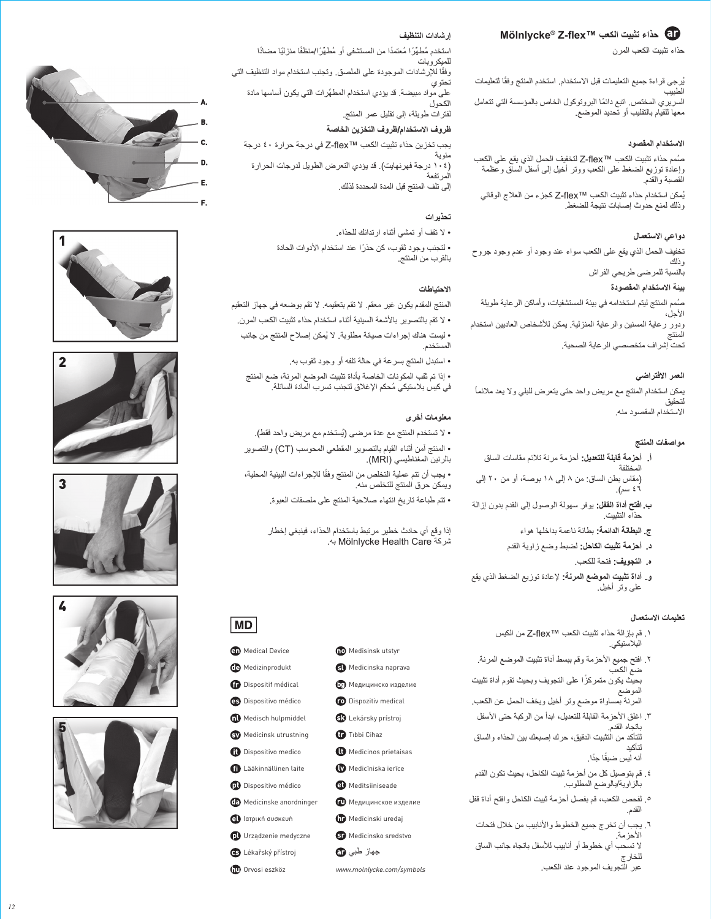## Mölnlycke® Z-flex™ حذاء تثبيت الكعب

حذاء تثبيت الكعب المرن

يُرجى قراءة جميع التعليمات قبل الاستخدام. استخدم المنتج وفقًا لتعليمات الطبيب السريري المختص. اتبع دائمًا البروتوكول الخاص بالمؤسسة التي تتعامل معها فيما يتعلق بالتقليب أو تحديد الموضع.

### الاستخدام المقصود

صُمم حذاء تثبيت الكعب Z-flex™ لتخفيف الحمل الذي يقع على الكعب وإعادة توزيع الضغط على الكعب ووتر أخيل إلى أسفل الساق وعظمة القصبة والقدم.

يُمكن استخدام حذاء تثبيت الكعب Z-flex™ كجزء من العلاج الوقائي وذلك لمنع حدوث إصابات نتيجة للضغط.

### دواعي الاستعمال

تخفيف الحمل الذي يقع على الكعب سواء عند وجود أو عدم وجود جروح وذلك بالنسبة للمرضى طريحي الفراش.

### بيئة الاستخدام المقصودة

صُمم المنتج ليتم استخدامه في بيئة المستشفيات، وأماكن الرعاية طويلة الأجل، ودور رعاية المسنين والرعاية المنزلية. يمكن للأشخاص العاديين استخدام المنتج تحت إشراف متخصصي الرعاية الصحية.

### العمر الافتراضي

يكن استخدام المنتج مع مريض واحد حتى يتعرض للبلي ولا يعد ملائماً لتحقيق الاستخدام المقصود منه.

### مواصفات المنتج

أ. **أحزمة قابلة للتعديل:** أحزمة مرنة تلائم مقاسات الساق المختلفة (مقاس بطن الساق: من ٨ إلى ١٨ بوصة، أو من ٢٠ إلى ٤٦ سم).

ب. **فتح أداة القفل:** يوفر سهولة الوصول إلى القدم بدون إزالة حذاء التثبيت.

ج. **البطانة الدائمة:** بطانة ناعمة بداخلها هواء

د. **أحزمة تثبيت الكاحل:** لضبط وضع زاوية القدم

ه. **التجويف:** فتحة للكعب.

و. **أداة تثبيت الموضع المرنة:** لإعادة توزيع الضغط الذي يقع على وتر أخيل.

### تعليمات الاستعمال

١. قم بإزالة حذاء تثبيت الكعب Z-flex™ من الكيس البلاستيكي.

٢. افتح جميع الأحزمة وقم ببسط أداة تثبيت الموضع المرنة. ضع الكعب بحيث يكون متمركزًا على التجويف وبحيث تقوم أداة تثبيت الموضع المرنة بمساواة موضع وتر أخيل وتخفيف الحمل عن الكعب.

٣. اغلق الأحزمة القابلة للتعديل، ابدأ من الركبة حتى الأسفل باتجاه القدم. للتأكد من التثبيت الدقيق، حرك إصبعك بين الحذاء والساق لتأكيد أنه ليس ضيقًا جدًا.

٤. قم بتوصيل كل من أحزمة تثبيت الكاحل، بحيث تكون القدم بالزاوية/بالوضع المطلوب.

٥. لفحص الكعب، قم بفصل أحزمة تثبيت الكاحل وافتح أداة قفل القدم.

٦. يجب أن تخرج جميع الخطوط والأنابيب من خلال فتحات الأحزمة. لا تسحب أي خطوط أو أنابيب للأسفل باتجاه جانب الساق للخارج عبر التجويف الموجود عند الكعب.

### إرشادات التنظيف

استخدم مُطهِّرًا مُعتمدًا من المستشفى أو مُطهِّرًا/منظفًا منزليًا مضادًا للميكروبات وفقًا للإرشادات الموجودة على الملصق. وتجنب استخدام مواد التنظيف التي تحتوي على مواد مبيضة. قد يؤدي استخدام المطهّرات التي يكون أساسها مادة الكحول لفترات طويلة، إلى تقليل عمر المنتج.

### ظروف الاستخدام/ظروف التخزين الخاصة

يجب تخزين حذاء تثبيت الكعب Z-flex™ في درجة حرارة ٤٠ درجة مئوية (١٠٤ درجة فهرنهايت). قد يؤدي التعرض الطويل لدرجات الحرارة المرتفعة إلى تلف المنتج قبل المدة المحددة لذلك.

### تحذيرات

- لا تقف أو تمشي أثناء ارتدائك للحذاء.
- لتجنب وجود ثقوب، كن حذرًا عند استخدام الأدوات الحادة بالقرب من المنتج.

### الاحتياطات

المنتج المقدم يكون غير معقم. لا تقم بتعقيمه. لا تقم بوضعه في جهاز التعقيم.

- لا تقم بالتصوير بالأشعة السينية أثناء استخدام حذاء تثبيت الكعب المرن.
- ليست هناك إجراءات صيانة مطلوبة. لا يُمكن إصلاح المنتج من جانب المستخدم.
- استبدل المنتج بسرعة في حالة تلفه أو وجود ثقوب به.
- إذا تم ثقب المكونات الخاصة بأداة تثبيت الموضع المرنة، ضع المنتج في كيس بلاستيكي مُحكم الإغلاق لتجنب تسرب المادة السائلة.

### معلومات أخرى

- لا تستخدم المنتج مع عدة مرضى (يُستخدم مع مريض واحد فقط).
- المنتج آمن أثناء القيام بالتصوير المقطعي المحوسب (CT) والتصوير بالرنين المغناطيسي (MRI).
- يجب أن تتم عملية التخلص من المنتج وفقًا للإجراءات البيئية المحلية، ويمكن حرق المنتج للتخلص منه.
- تتم طباعة تاريخ انتهاء صلاحية المنتج على ملصقات العبوة.

إذا وقع أي حادث خطير مرتبط باستخدام الحذاء، فينبغي إخطار شركة Mölnlycke Health Care به.

A.
B.
C.
D.
E.
F.

1
2
3
4
5

MD

| | |
|---|---|
| en Medical Device | no Medisinsk utstyr |
| de Medizinprodukt | sl Medicinska naprava |
| fr Dispositif médical | bg Медицинско изделие |
| es Dispositivo médico | ro Dispozitiv medical |
| nl Medisch hulpmiddel | sk Lekársky prístroj |
| sv Medicinsk utrustning | tr Tıbbi Cihaz |
| it Dispositivo medico | lt Medicinos prietaisas |
| fi Lääkinnällinen laite | lv Medicīniska ierīce |
| pt Dispositivo médico | et Meditsiiniseade |
| da Medicinske anordninger | ru Медицинское изделие |
| el Ιατρική συσκευή | hr Medicinski uređaj |
| pl Urządzenie medyczne | sr Medicinsko sredstvo |
| cs Lékařský přístroj | ar جهاز طبي |
| hu Orvosi eszköz | www.molnlycke.com/symbols |